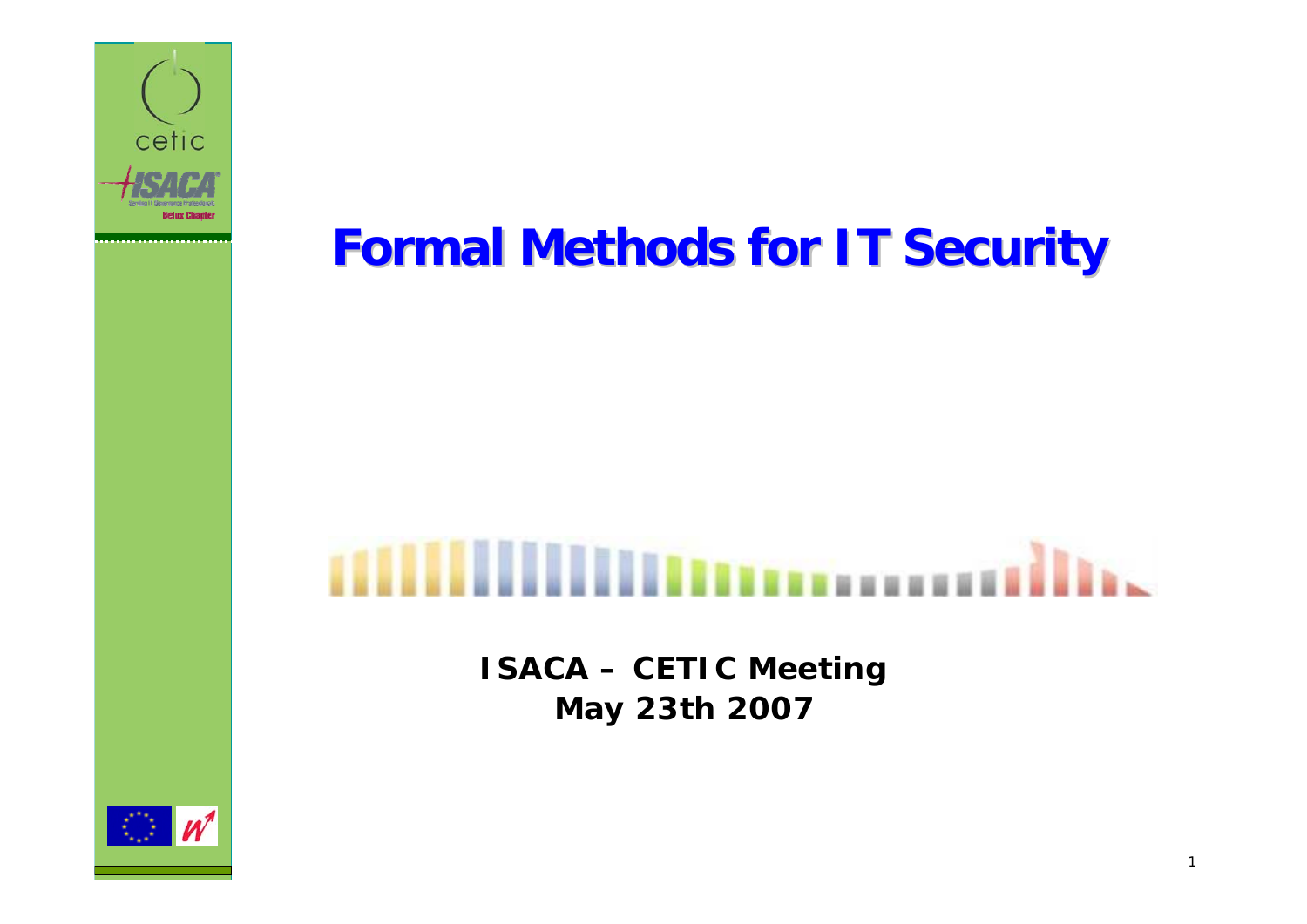# Formal Methods for IT Security

**ISACA – CETIC Meeting**
**May 23th 2007**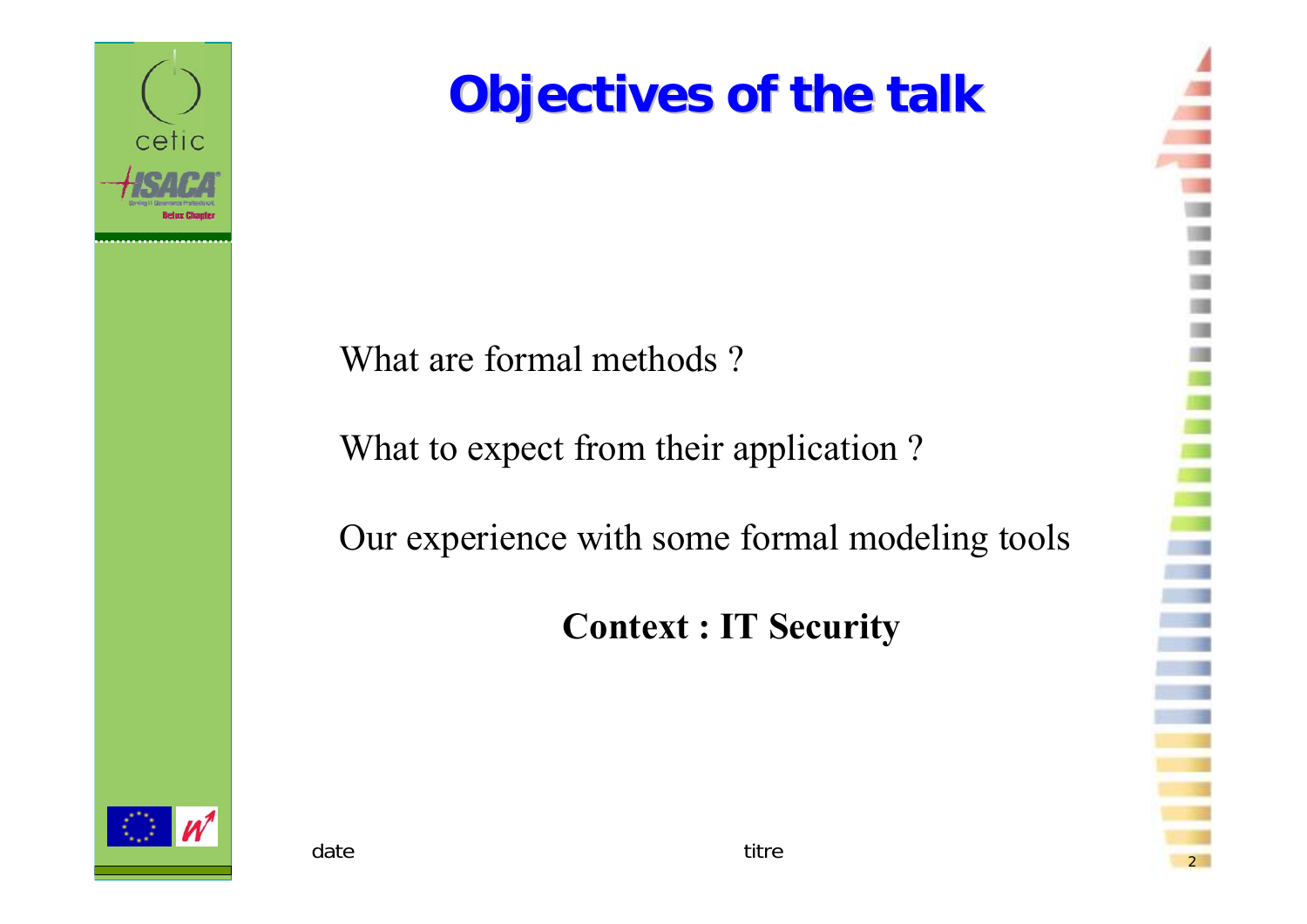# Objectives of the talk

What are formal methods ?

What to expect from their application ?

Our experience with some formal modeling tools

**Context : IT Security**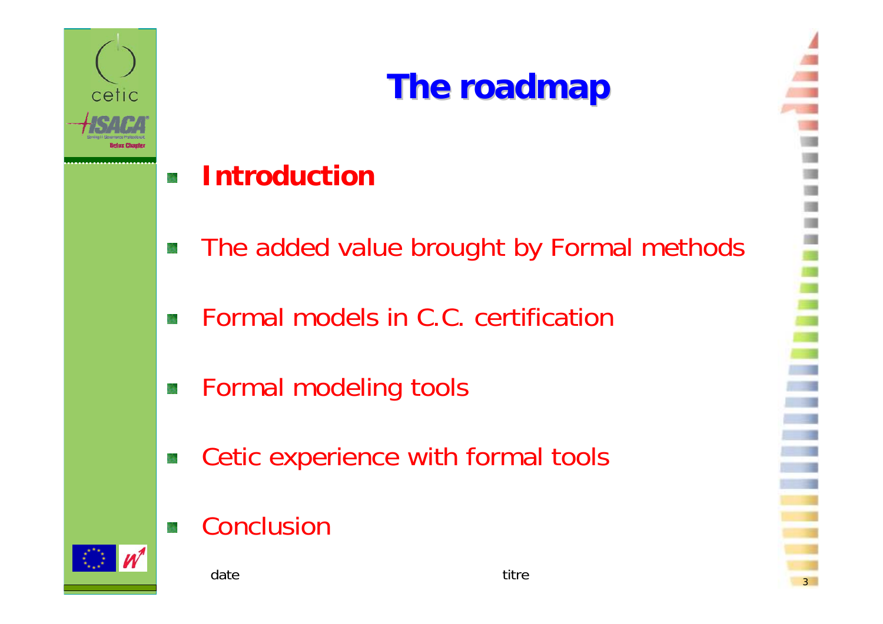# The roadmap

- **Introduction**
- The added value brought by Formal methods
- Formal models in C.C. certification
- Formal modeling tools
- Cetic experience with formal tools
- Conclusion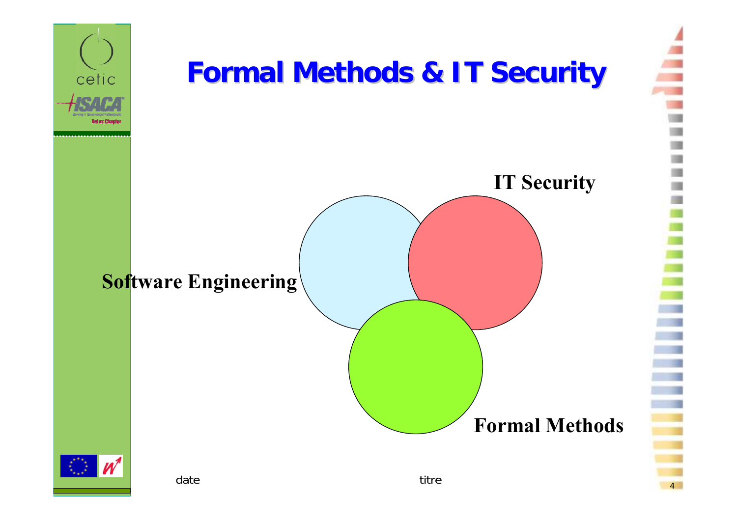# Formal Methods & IT Security

IT Security

Software Engineering

Formal Methods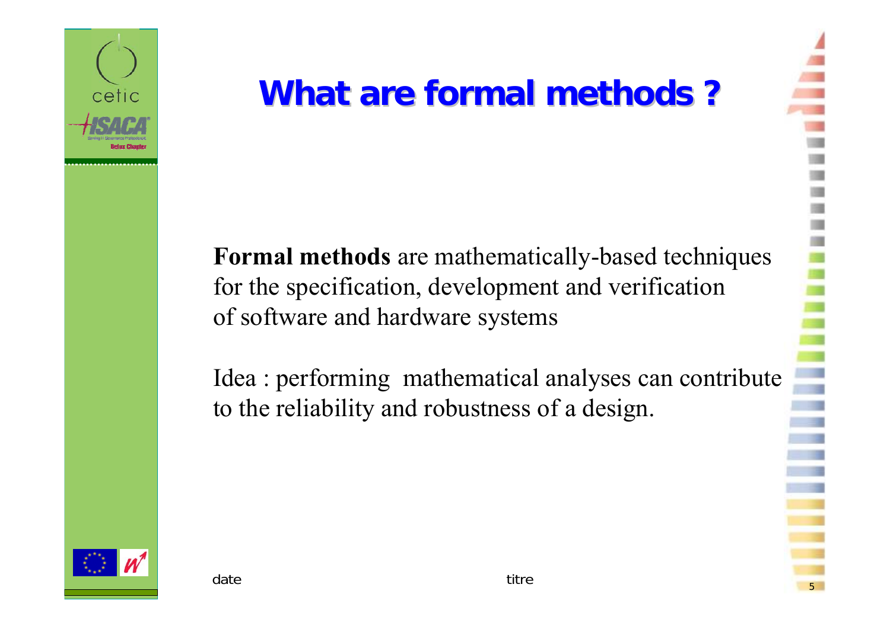# What are formal methods ?

**Formal methods** are mathematically-based techniques for the specification, development and verification of software and hardware systems

Idea : performing mathematical analyses can contribute to the reliability and robustness of a design.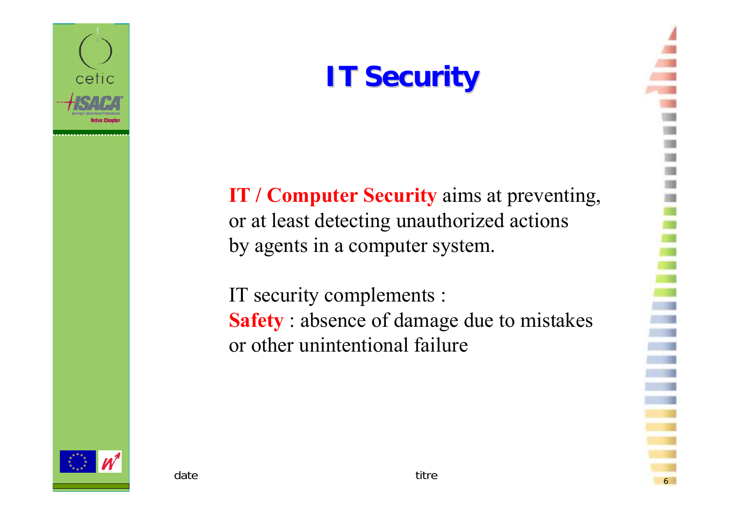# IT Security

**IT / Computer Security** aims at preventing, or at least detecting unauthorized actions by agents in a computer system.

IT security complements :
**Safety** : absence of damage due to mistakes or other unintentional failure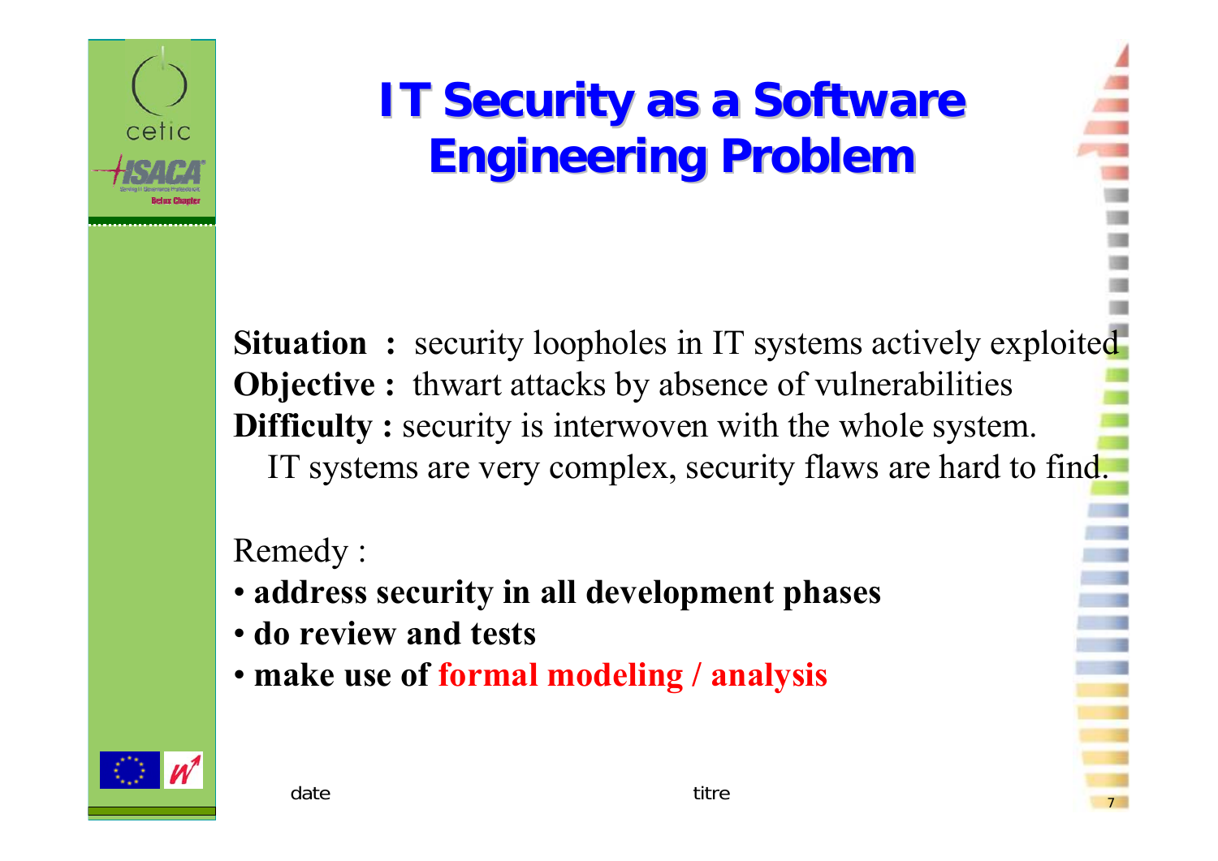# IT Security as a Software Engineering Problem

**Situation :** security loopholes in IT systems actively exploited
**Objective :** thwart attacks by absence of vulnerabilities
**Difficulty :** security is interwoven with the whole system.
IT systems are very complex, security flaws are hard to find.

Remedy :

- **address security in all development phases**
- **do review and tests**
- **make use of formal modeling / analysis**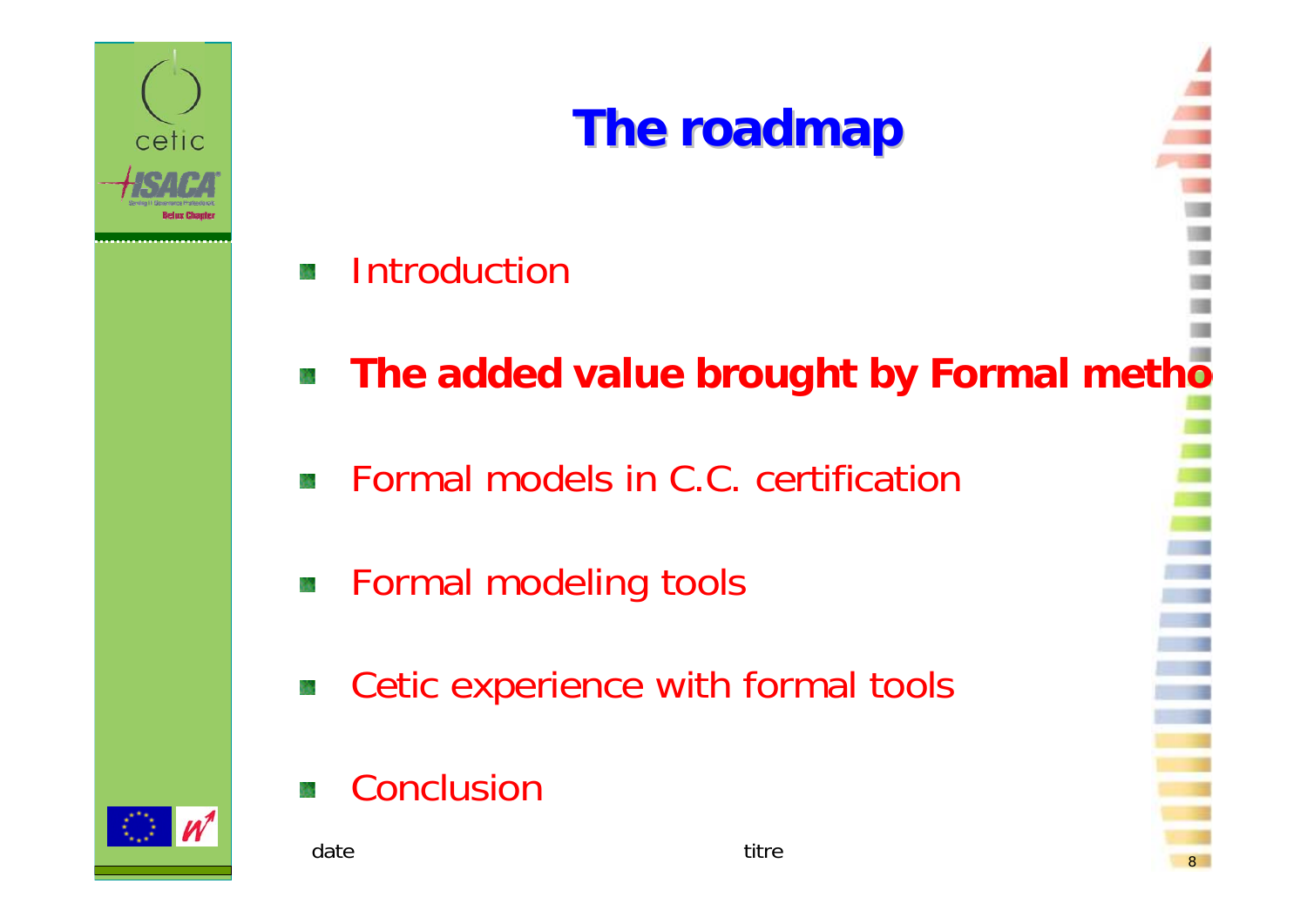# The roadmap

- Introduction
- **The added value brought by Formal metho**
- Formal models in C.C. certification
- Formal modeling tools
- Cetic experience with formal tools
- Conclusion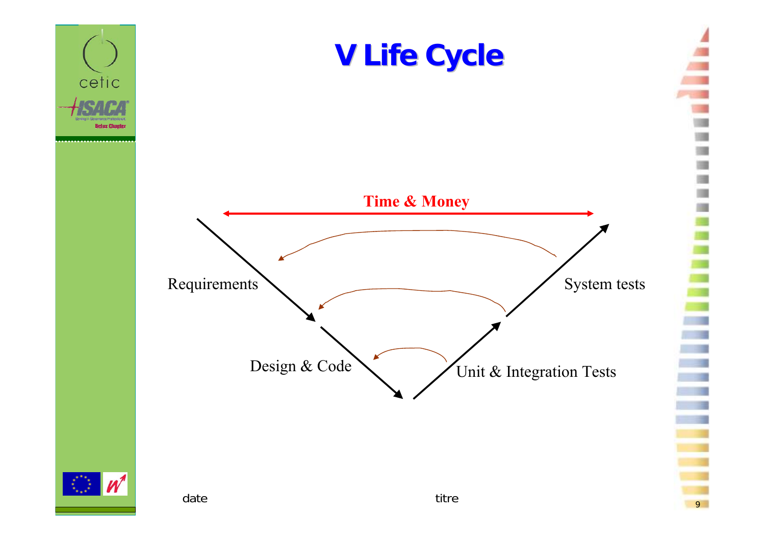# V Life Cycle

Time & Money

Requirements

Design & Code

Unit & Integration Tests

System tests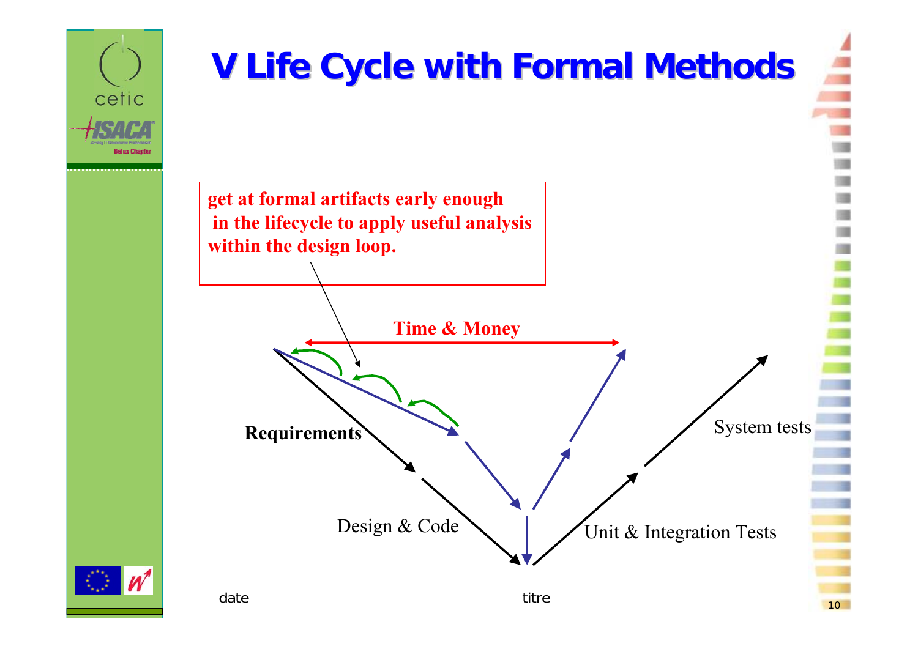# V Life Cycle with Formal Methods

get at formal artifacts early enough in the lifecycle to apply useful analysis within the design loop.

Time & Money

Requirements

Design & Code

Unit & Integration Tests

System tests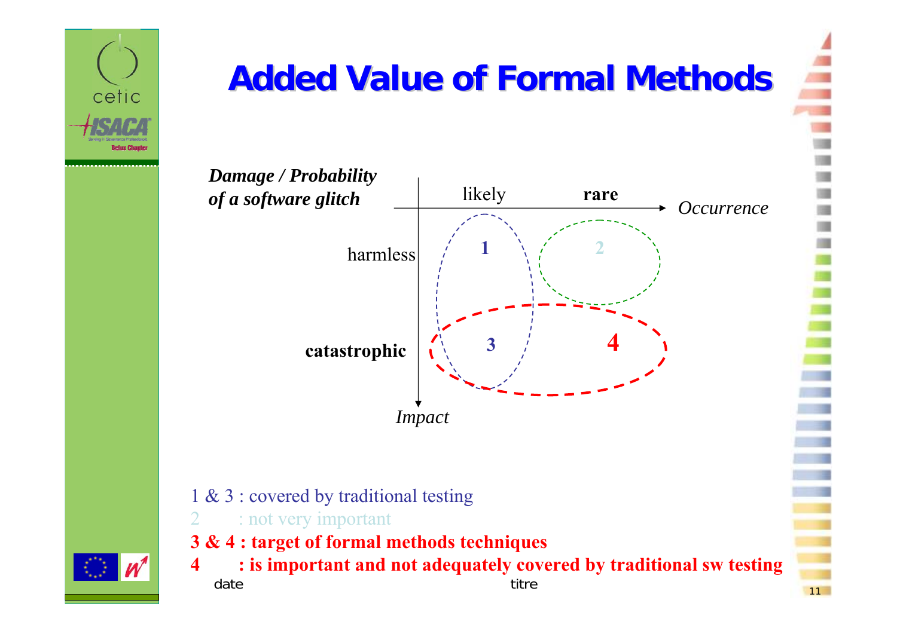# Added Value of Formal Methods

*Damage / Probability of a software glitch*

| | likely | **rare** |
|---|---|---|
| harmless | 1 | 2 |
| **catastrophic** | 3 | 4 |

*Occurrence* (horizontal axis) — *Impact* (vertical axis)

1 & 3 : covered by traditional testing

2 : not very important

**3 & 4 : target of formal methods techniques**

**4 : is important and not adequately covered by traditional sw testing**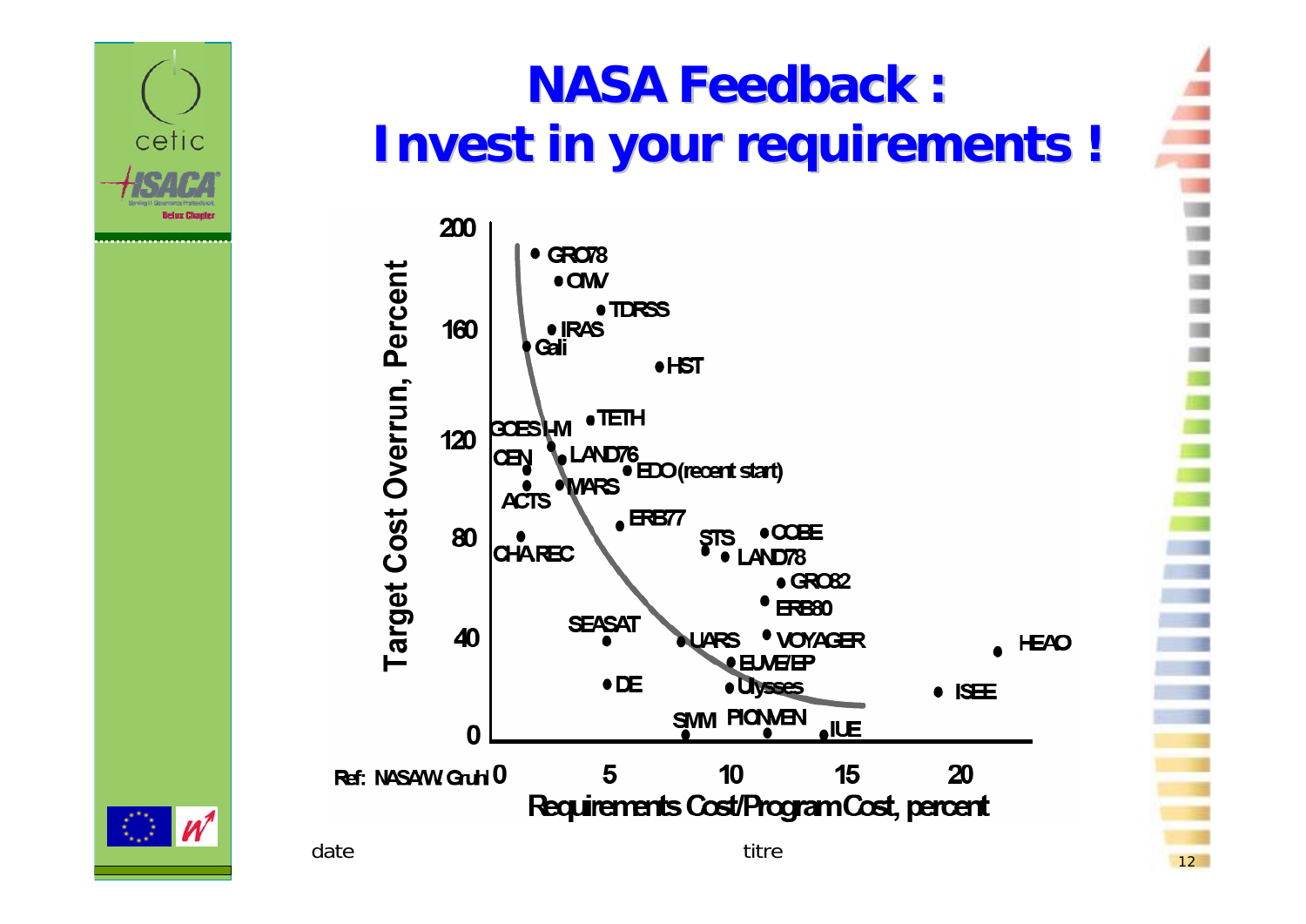# NASA Feedback : Invest in your requirements !

Target Cost Overrun, Percent

200, 160, 120, 80, 40, 0

GRO78, OMV, TDRSS, IRAS, Gali, HST, TETH, GOES I-M, CEN, LAND76, EDO (recent start), ACTS, MARS, ERB77, CHA.REC, STS, COBE, LAND78, GRO82, ERB80, SEASAT, UARS, VOYAGER, HEAO, EUVE/EP, DE, Ulysses, ISEE, SMM, PIONVEN, IUE

Ref: NASA/W. Gruhl

0, 5, 10, 15, 20

Requirements Cost/Program Cost, percent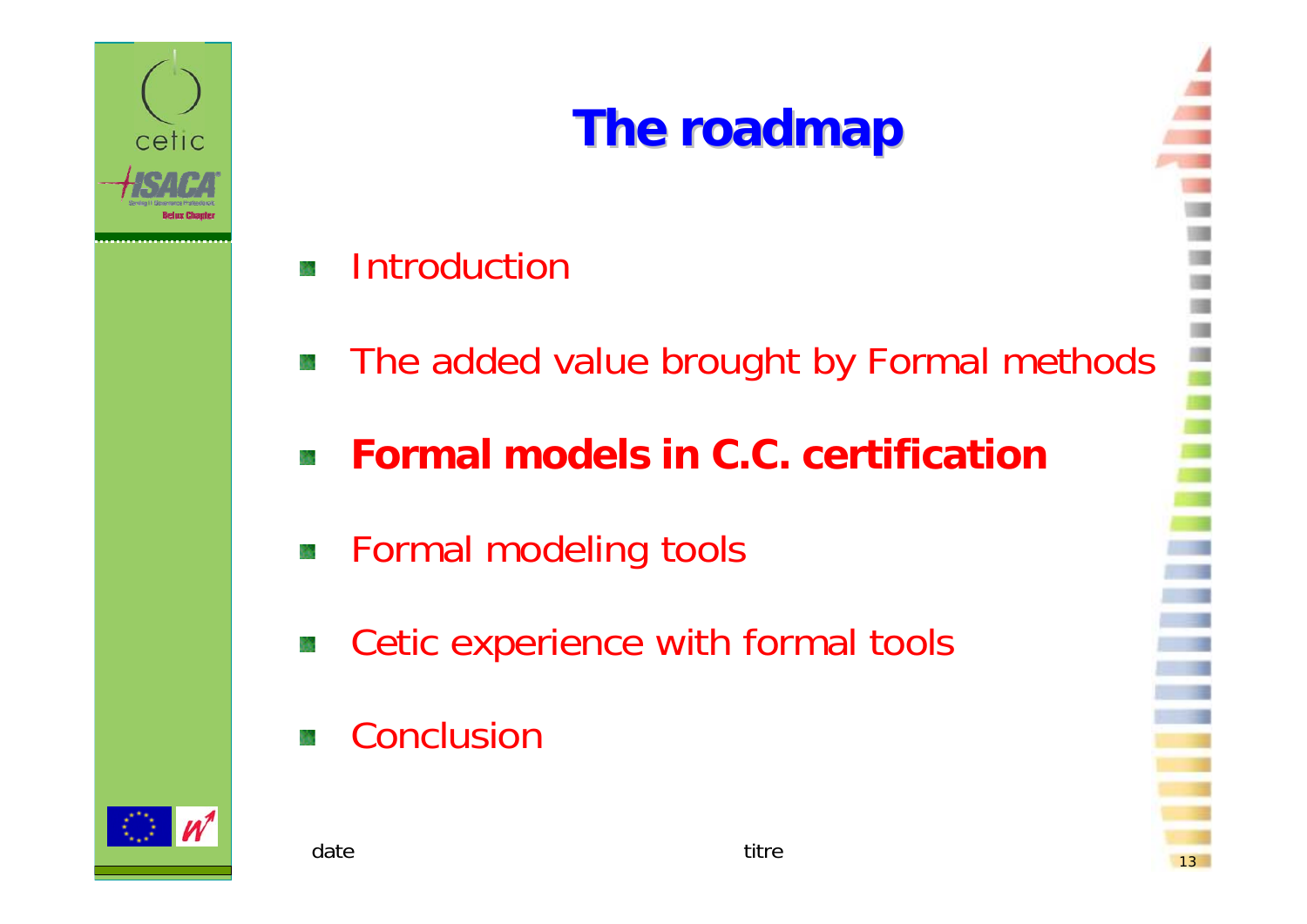# The roadmap

- Introduction
- The added value brought by Formal methods
- **Formal models in C.C. certification**
- Formal modeling tools
- Cetic experience with formal tools
- Conclusion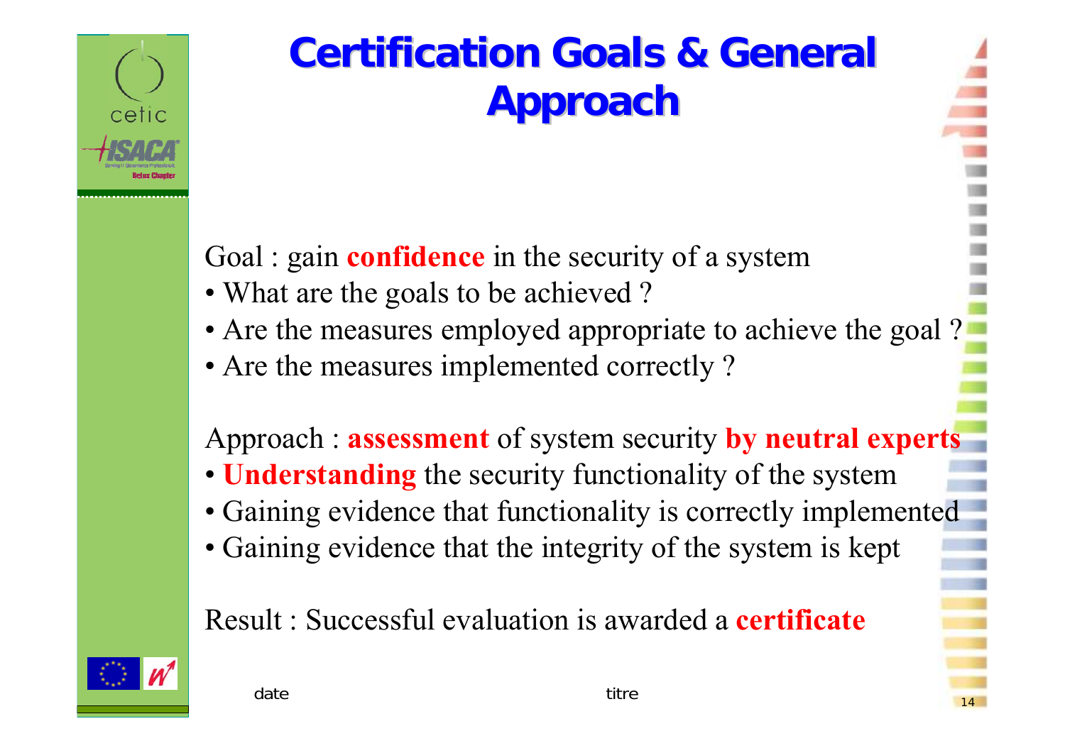# Certification Goals & General Approach

Goal : gain **confidence** in the security of a system

- What are the goals to be achieved ?
- Are the measures employed appropriate to achieve the goal ?
- Are the measures implemented correctly ?

Approach : **assessment** of system security **by neutral experts**

- **Understanding** the security functionality of the system
- Gaining evidence that functionality is correctly implemented
- Gaining evidence that the integrity of the system is kept

Result : Successful evaluation is awarded a **certificate**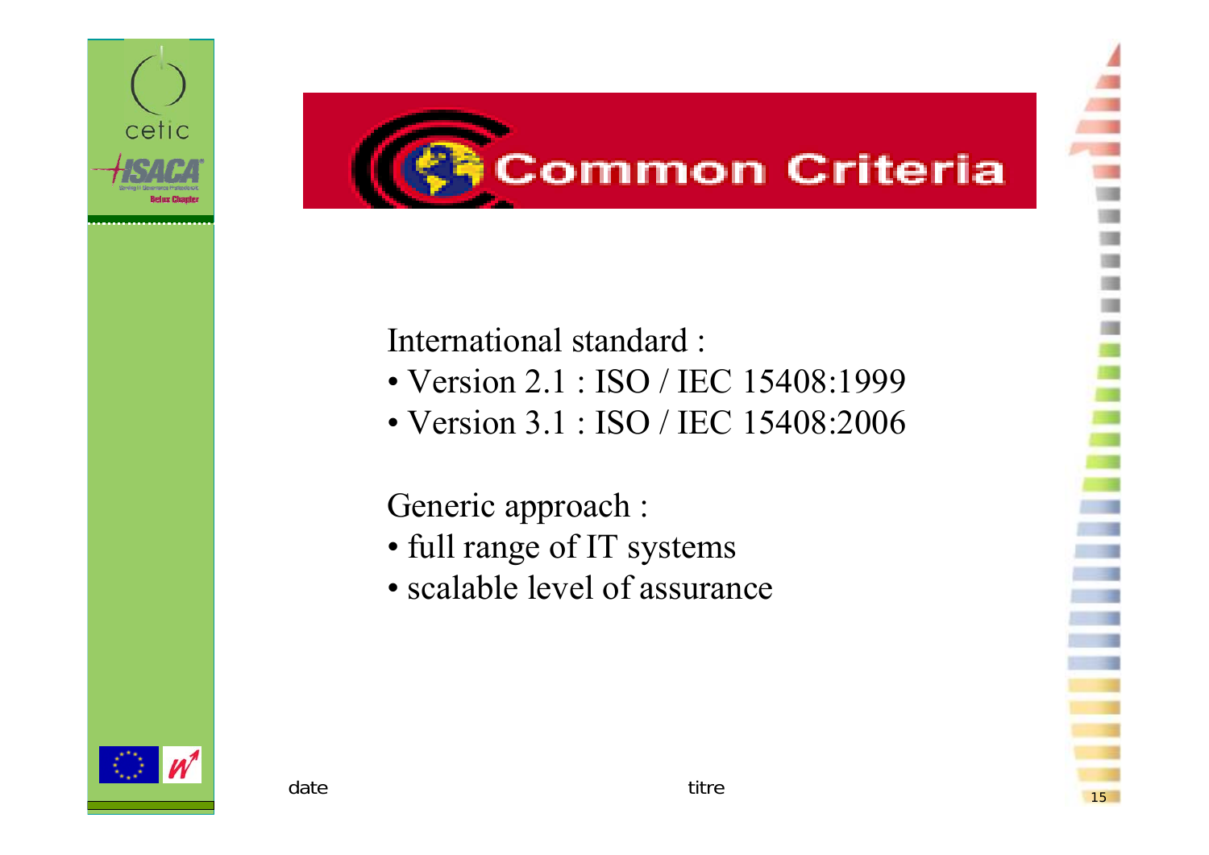# Common Criteria

International standard :

- Version 2.1 : ISO / IEC 15408:1999
- Version 3.1 : ISO / IEC 15408:2006

Generic approach :

- full range of IT systems
- scalable level of assurance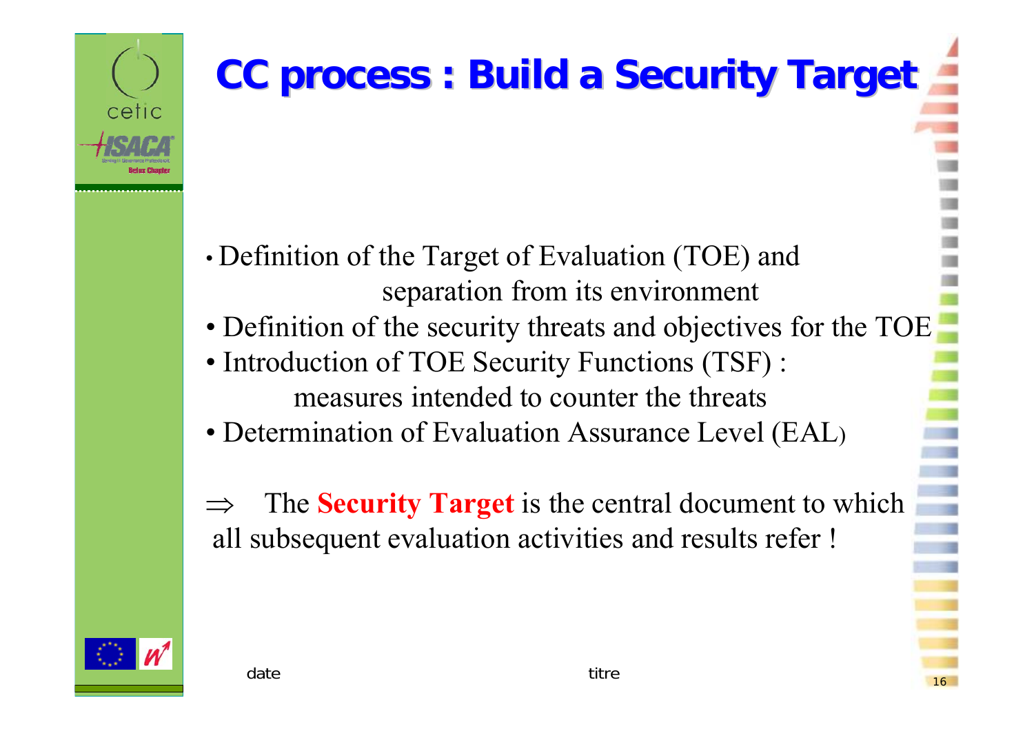# CC process : Build a Security Target

- Definition of the Target of Evaluation (TOE) and separation from its environment
- Definition of the security threats and objectives for the TOE
- Introduction of TOE Security Functions (TSF) : measures intended to counter the threats
- Determination of Evaluation Assurance Level (EAL)

$\Rightarrow$ The **Security Target** is the central document to which all subsequent evaluation activities and results refer !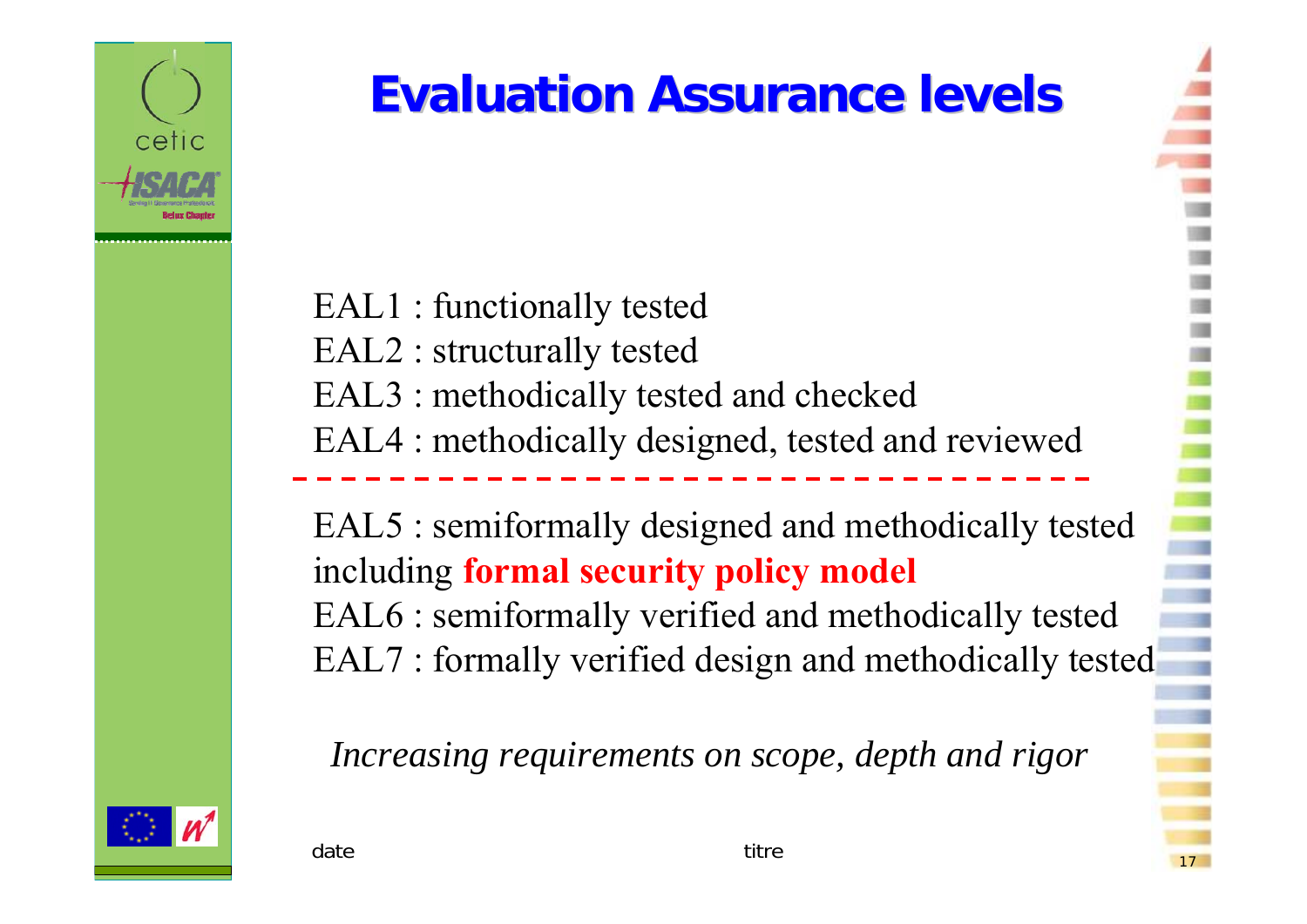# Evaluation Assurance levels

EAL1 : functionally tested
EAL2 : structurally tested
EAL3 : methodically tested and checked
EAL4 : methodically designed, tested and reviewed

---

EAL5 : semiformally designed and methodically tested including **formal security policy model**
EAL6 : semiformally verified and methodically tested
EAL7 : formally verified design and methodically tested

*Increasing requirements on scope, depth and rigor*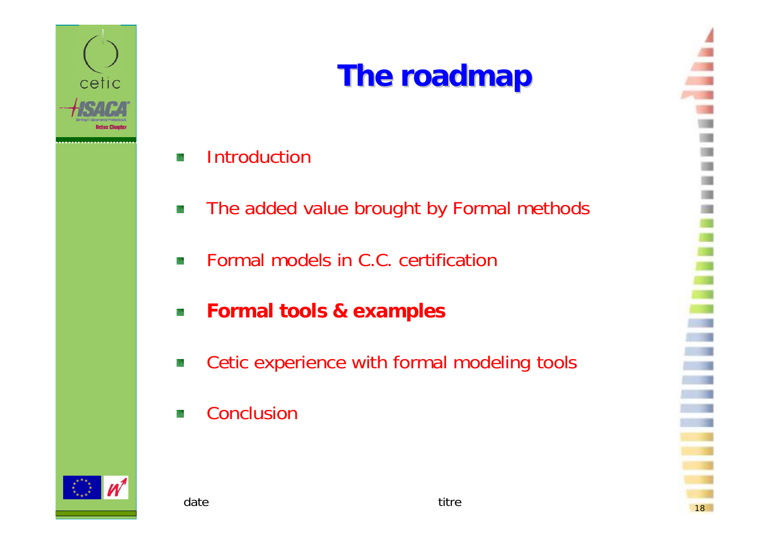# The roadmap

- Introduction
- The added value brought by Formal methods
- Formal models in C.C. certification
- **Formal tools & examples**
- Cetic experience with formal modeling tools
- Conclusion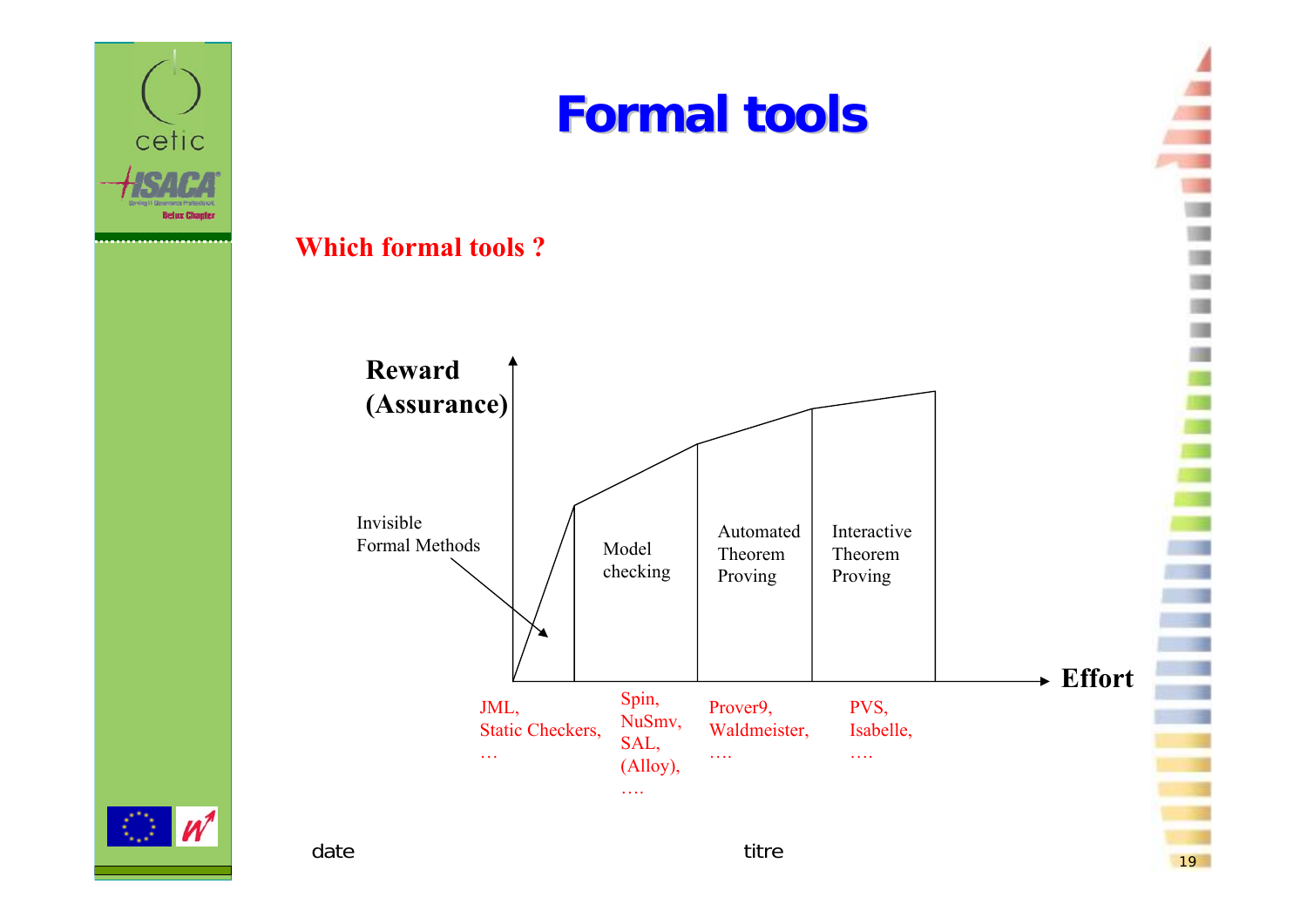# Formal tools

**Which formal tools ?**

Reward (Assurance)

Invisible Formal Methods

Model checking

Automated Theorem Proving

Interactive Theorem Proving

Effort

JML, Static Checkers, …

Spin, NuSmv, SAL, (Alloy), ….

Prover9, Waldmeister, ….

PVS, Isabelle, ….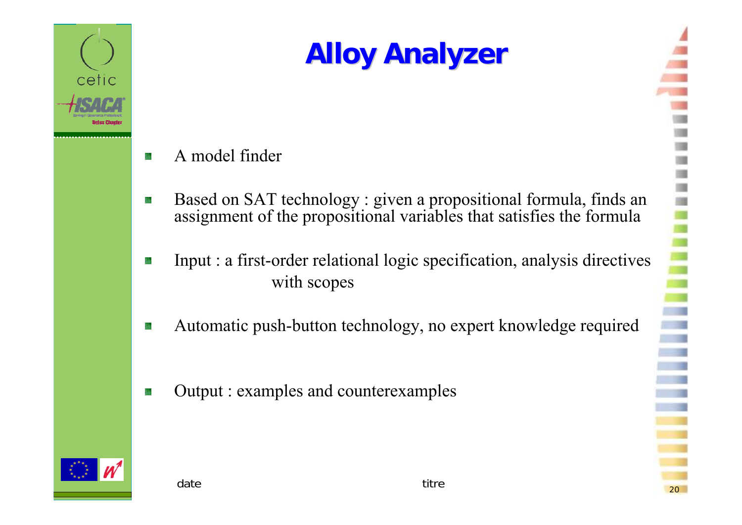# Alloy Analyzer

- A model finder
- Based on SAT technology : given a propositional formula, finds an assignment of the propositional variables that satisfies the formula
- Input : a first-order relational logic specification, analysis directives with scopes
- Automatic push-button technology, no expert knowledge required
- Output : examples and counterexamples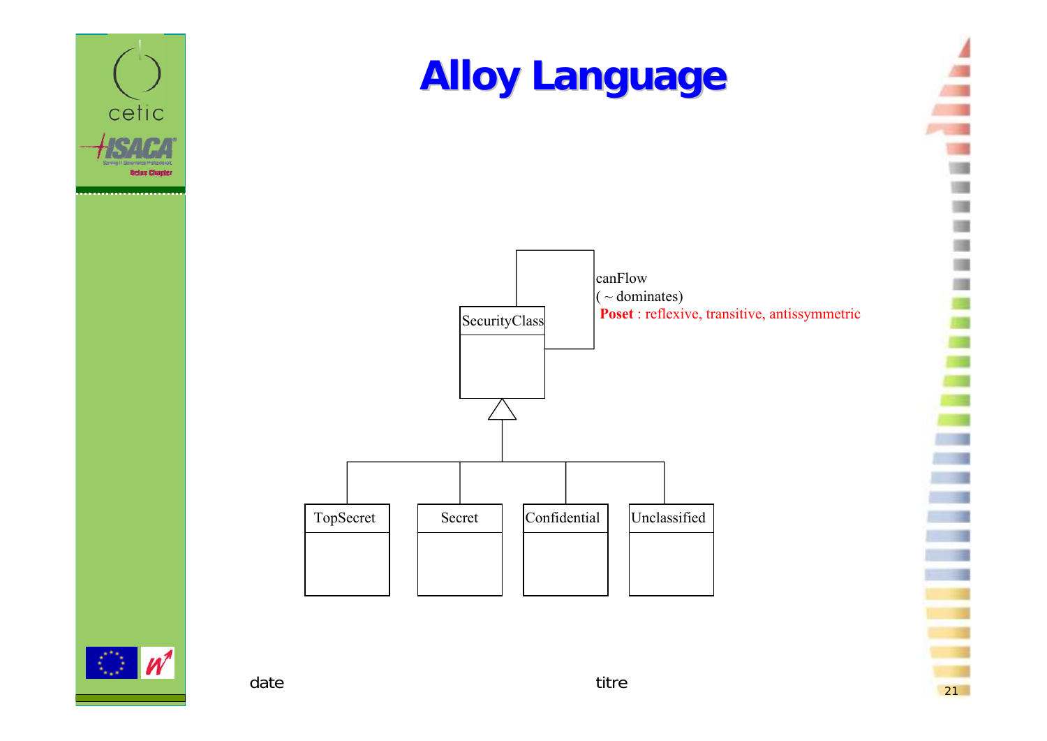# Alloy Language

SecurityClass

canFlow
( ~ dominates)
**Poset** : reflexive, transitive, antissymmetric

TopSecret

Secret

Confidential

Unclassified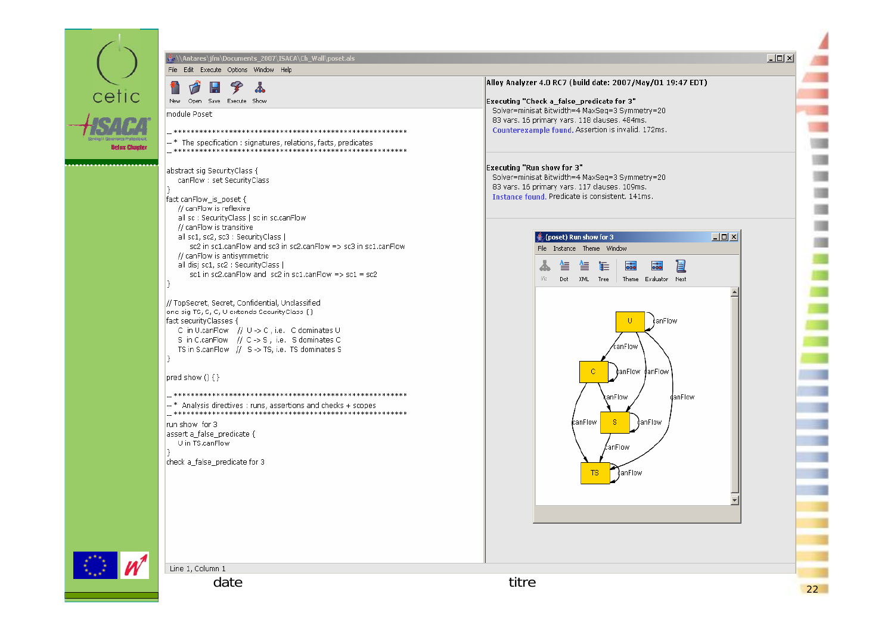\\Antares\jfm\Documents_2007\ISACA\Ch_Wall\poset.als

File Edit Execute Options Window Help

New Open Save Execute Show

```
module Poset

-- ***********************************************************
-- * The specification : signatures, relations, facts, predicates
-- ***********************************************************

abstract sig SecurityClass {
    canFlow : set SecurityClass
}
fact canFlow_is_poset {
    // canFlow is reflexive
    all sc : SecurityClass | sc in sc.canFlow
    // canFlow is transitive
    all sc1, sc2, sc3 : SecurityClass |
        sc2 in sc1.canFlow and sc3 in sc2.canFlow => sc3 in sc1.canFlow
    // canFlow is antisymmetric
    all disj sc1, sc2 : SecurityClass |
        sc1 in sc2.canFlow and  sc2 in sc1.canFlow => sc1 = sc2
}

// TopSecret, Secret, Confidential, Unclassified
one sig TS, S, C, U extends SecurityClass {}
fact securityClasses {
    C  in U.canFlow    //  U -> C , i.e.  C dominates U
    S  in C.canFlow    //  C -> S , i.e.  S dominates C
    TS in S.canFlow    //  S -> TS, i.e.  TS dominates S
}

pred show () {}

-- ***********************************************************
-- * Analysis directives : runs, assertions and checks + scopes
-- ***********************************************************
run show  for 3
assert a_false_predicate {
    U in TS.canFlow
}
check a_false_predicate for 3
```

Line 1, Column 1

```
Alloy Analyzer 4.0 RC7 (build date: 2007/May/01 19:47 EDT)

Executing "Check a_false_predicate for 3"
   Solver=minisat Bitwidth=4 MaxSeq=3 Symmetry=20
   83 vars. 16 primary vars. 118 clauses. 484ms.
   Counterexample found. Assertion is invalid. 172ms.

Executing "Run show for 3"
   Solver=minisat Bitwidth=4 MaxSeq=3 Symmetry=20
   83 vars. 16 primary vars. 117 clauses. 109ms.
   Instance found. Predicate is consistent. 141ms.
```

(poset) Run show for 3

File Instance Theme Window

Viz Dot XML Tree Theme Evaluator Next

date titre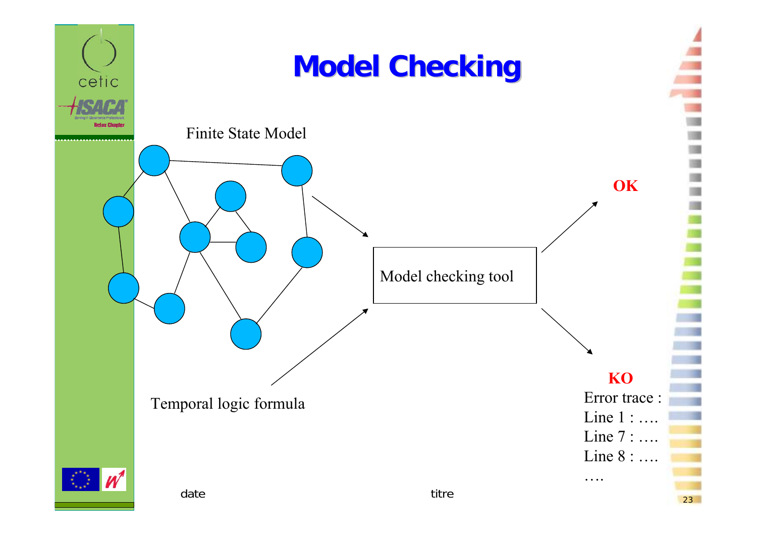# Model Checking

Finite State Model

Model checking tool

Temporal logic formula

**OK**

**KO**

Error trace :
Line 1 : ….
Line 7 : ….
Line 8 : ….
….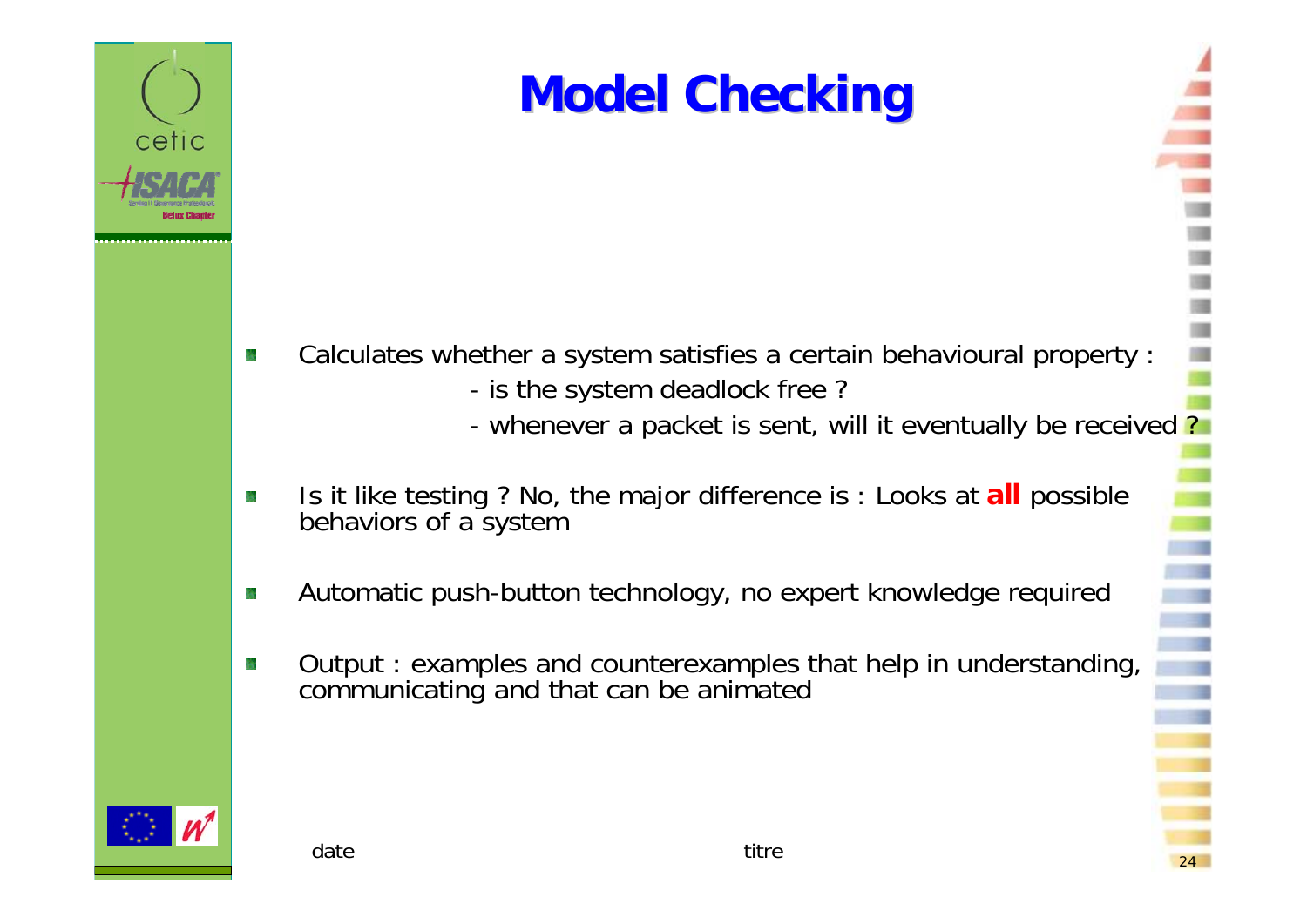# Model Checking

- Calculates whether a system satisfies a certain behavioural property :
  - is the system deadlock free ?
  - whenever a packet is sent, will it eventually be received ?
- Is it like testing ? No, the major difference is : Looks at **all** possible behaviors of a system
- Automatic push-button technology, no expert knowledge required
- Output : examples and counterexamples that help in understanding, communicating and that can be animated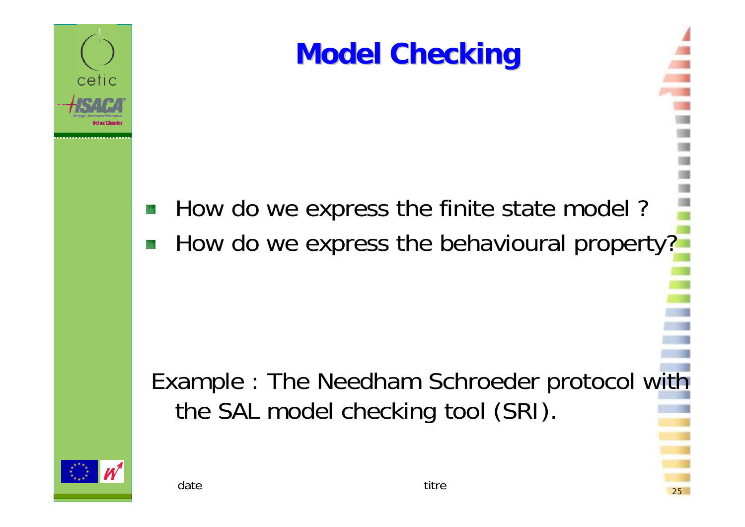# Model Checking

- How do we express the finite state model ?
- How do we express the behavioural property?

Example : The Needham Schroeder protocol with the SAL model checking tool (SRI).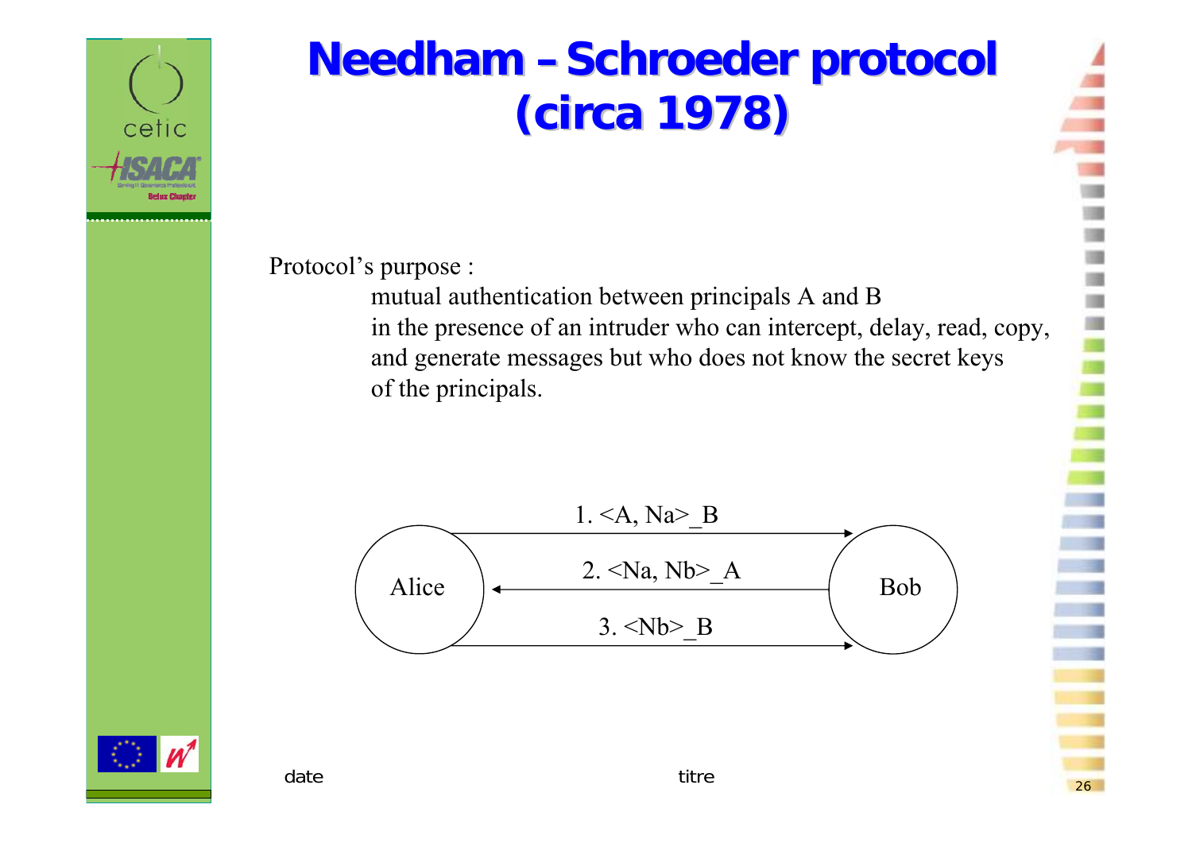# Needham – Schroeder protocol (circa 1978)

Protocol's purpose :

mutual authentication between principals A and B
in the presence of an intruder who can intercept, delay, read, copy, and generate messages but who does not know the secret keys of the principals.

Alice → Bob: 1. <A, Na>_B

Bob → Alice: 2. <Na, Nb>_A

Alice → Bob: 3. <Nb>_B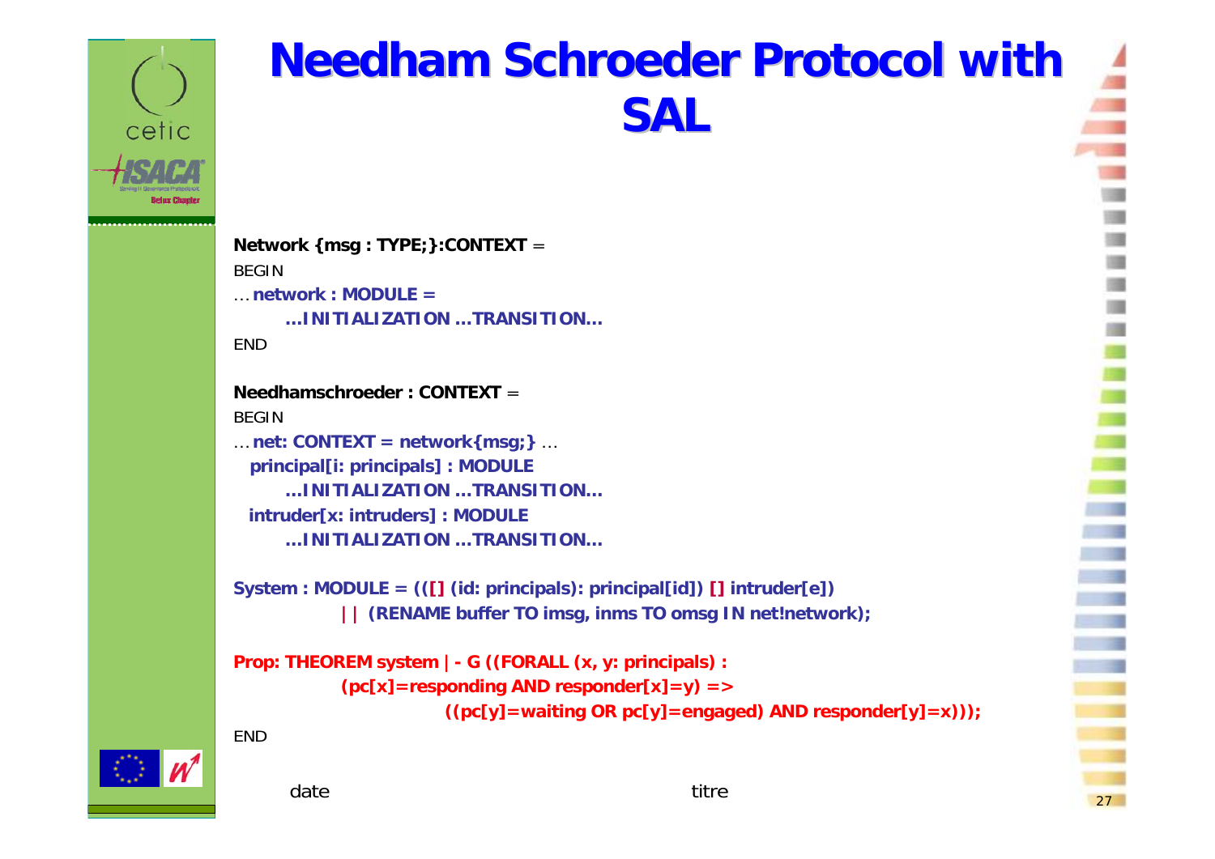# Needham Schroeder Protocol with SAL

```
Network {msg : TYPE;}:CONTEXT =
BEGIN
… network : MODULE =
      …INITIALIZATION …TRANSITION…
END

Needhamschroeder : CONTEXT =
BEGIN
… net: CONTEXT = network{msg;} …
  principal[i: principals] : MODULE
      …INITIALIZATION …TRANSITION…
  intruder[x: intruders] : MODULE
      …INITIALIZATION …TRANSITION…

System : MODULE = (([] (id: principals): principal[id]) [] intruder[e])
            || (RENAME buffer TO imsg, inms TO omsg IN net!network);

Prop: THEOREM system |- G ((FORALL (x, y: principals) :
            (pc[x]=responding AND responder[x]=y) =>
                    ((pc[y]=waiting OR pc[y]=engaged) AND responder[y]=x)));
END
```

date titre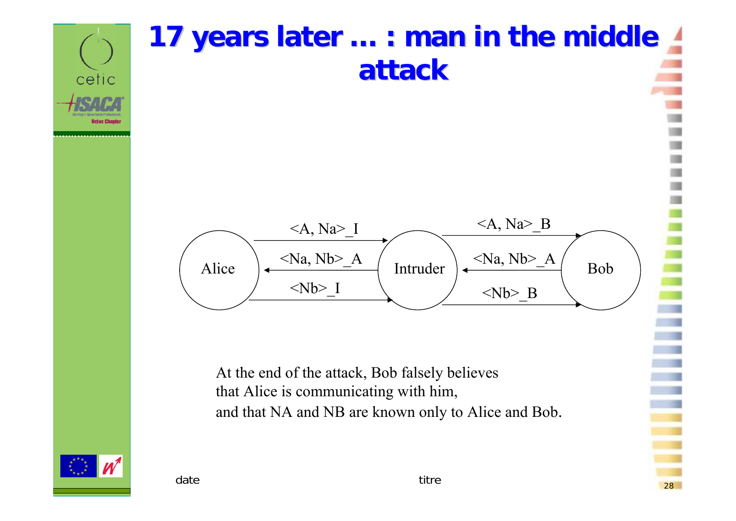# 17 years later … : man in the middle attack

Alice → Intruder: <A, Na>_I

Intruder → Bob: <A, Na>_B

Bob → Intruder: <Na, Nb>_A

Intruder → Alice: <Na, Nb>_A

Alice → Intruder: <Nb>_I

Intruder → Bob: <Nb>_B

At the end of the attack, Bob falsely believes that Alice is communicating with him, and that NA and NB are known only to Alice and Bob.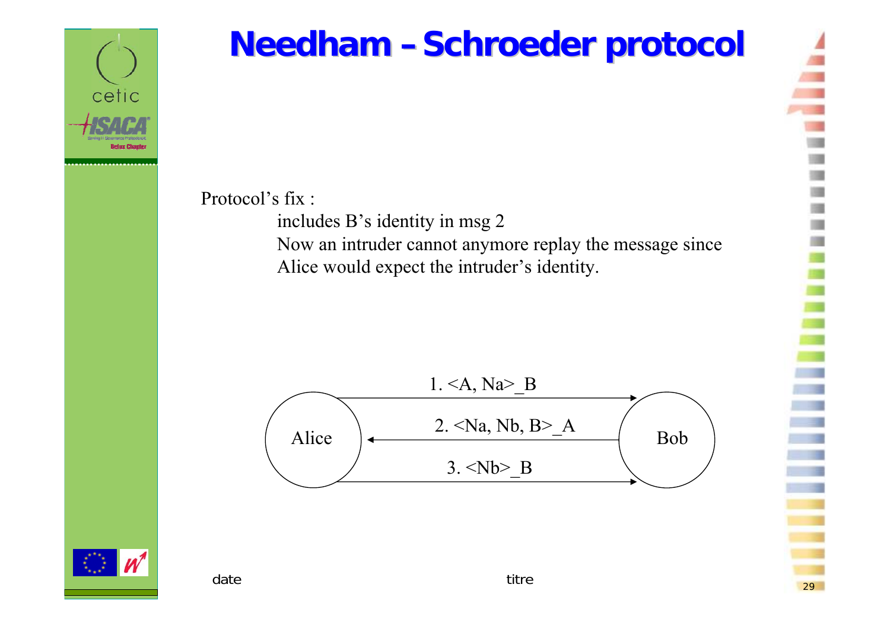# Needham – Schroeder protocol

Protocol's fix :

includes B's identity in msg 2

Now an intruder cannot anymore replay the message since Alice would expect the intruder's identity.

Alice → Bob: 1. <A, Na>_B

Bob → Alice: 2. <Na, Nb, B>_A

Alice → Bob: 3. <Nb>_B

date titre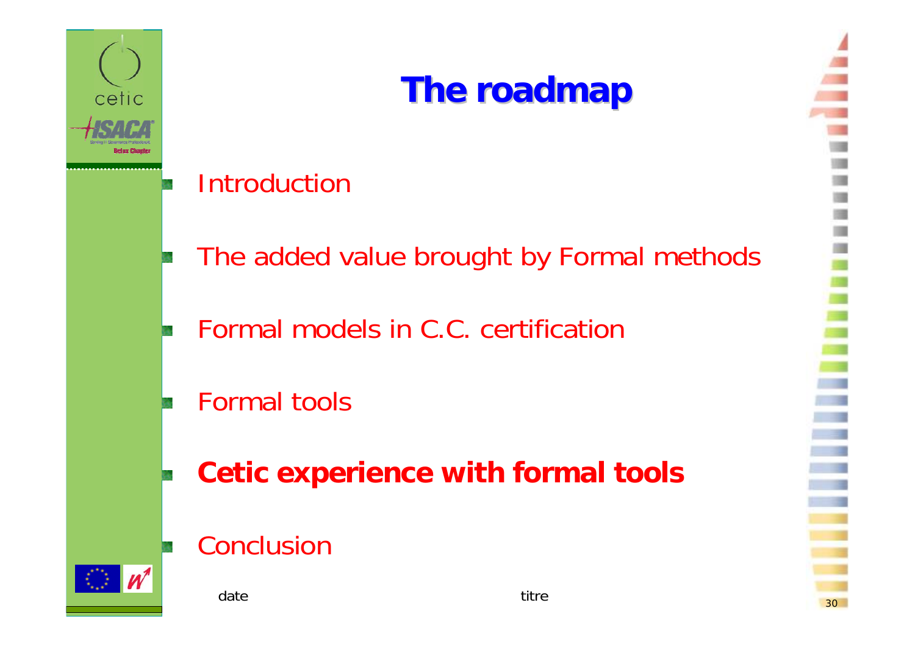# The roadmap

- Introduction
- The added value brought by Formal methods
- Formal models in C.C. certification
- Formal tools
- **Cetic experience with formal tools**
- Conclusion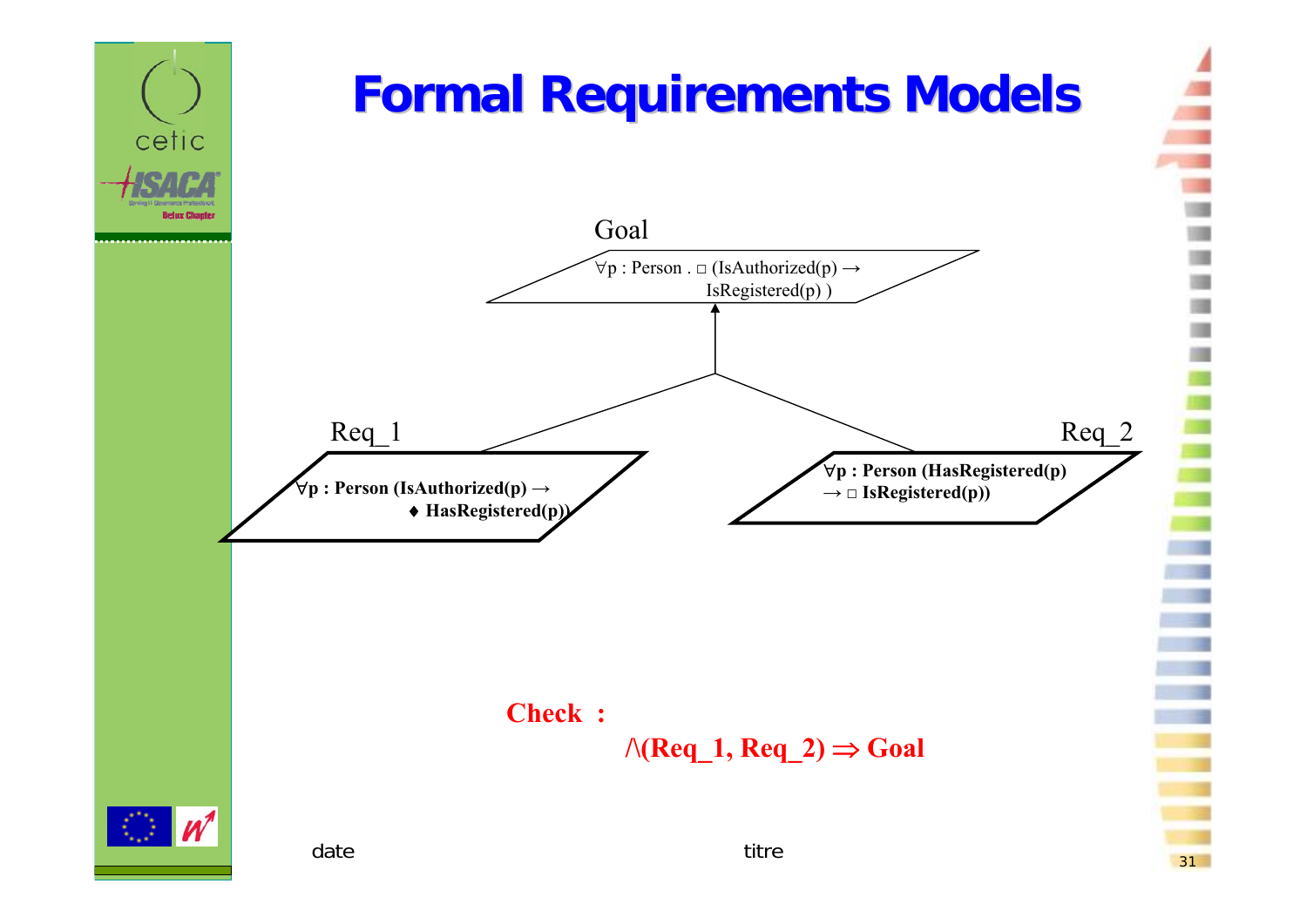# Formal Requirements Models

Goal

$\forall p : Person \,.\, \Box\,(IsAuthorized(p) \rightarrow IsRegistered(p))$

Req_1

$\forall p : Person\ (IsAuthorized(p) \rightarrow \blacklozenge\, HasRegistered(p))$

Req_2

$\forall p : Person\ (HasRegistered(p) \rightarrow \Box\, IsRegistered(p))$

**Check :**

$$\wedge(Req\_1, Req\_2) \Rightarrow Goal$$

date titre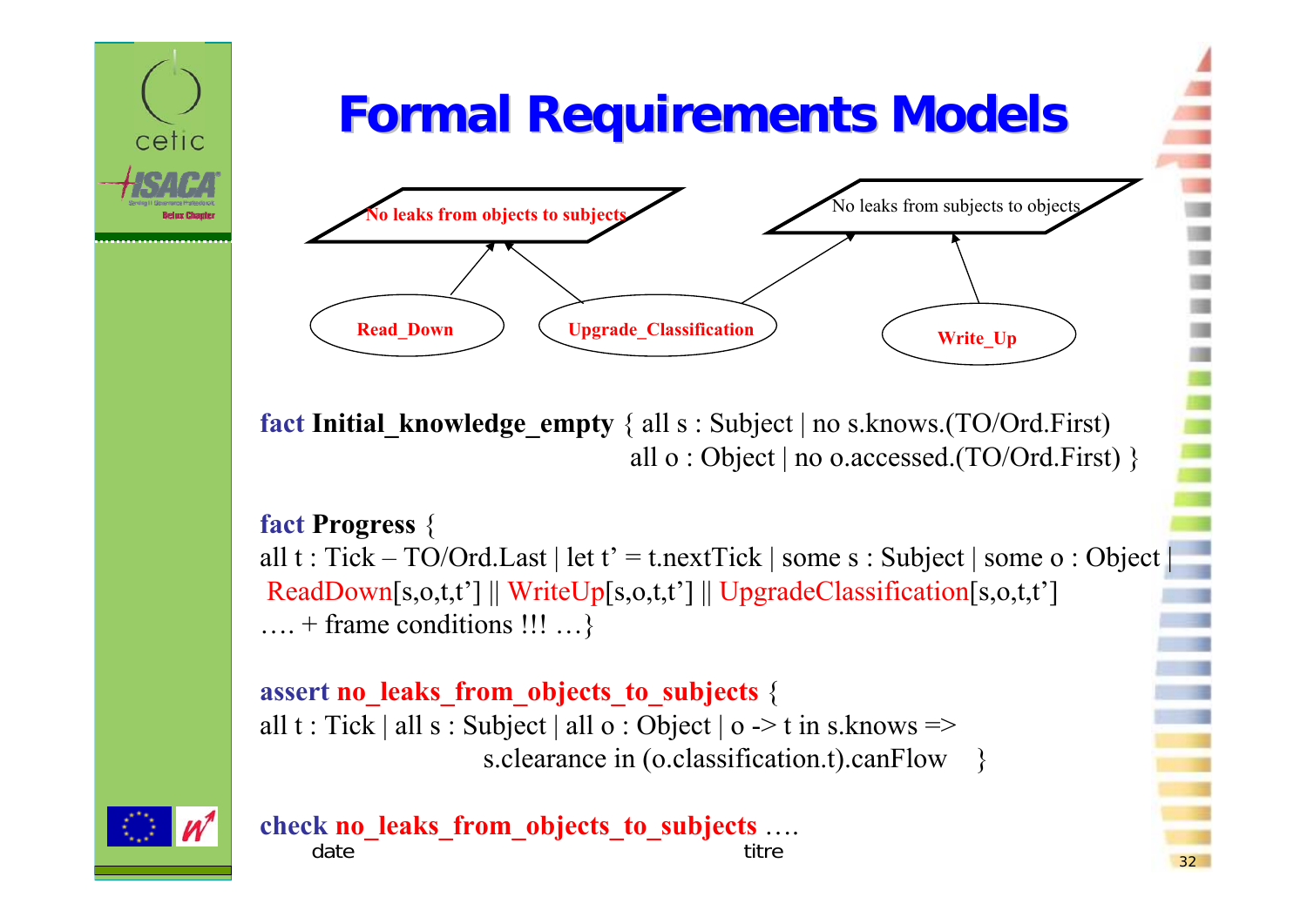# Formal Requirements Models

No leaks from objects to subjects

No leaks from subjects to objects

Read_Down

Upgrade_Classification

Write_Up

```
fact Initial_knowledge_empty { all s : Subject | no s.knows.(TO/Ord.First)
                               all o : Object | no o.accessed.(TO/Ord.First) }

fact Progress {
all t : Tick – TO/Ord.Last | let t' = t.nextTick | some s : Subject | some o : Object |
 ReadDown[s,o,t,t'] || WriteUp[s,o,t,t'] || UpgradeClassification[s,o,t,t']
…. + frame conditions !!! …}

assert no_leaks_from_objects_to_subjects {
all t : Tick | all s : Subject | all o : Object | o -> t in s.knows =>
                    s.clearance in (o.classification.t).canFlow    }

check no_leaks_from_objects_to_subjects ….
```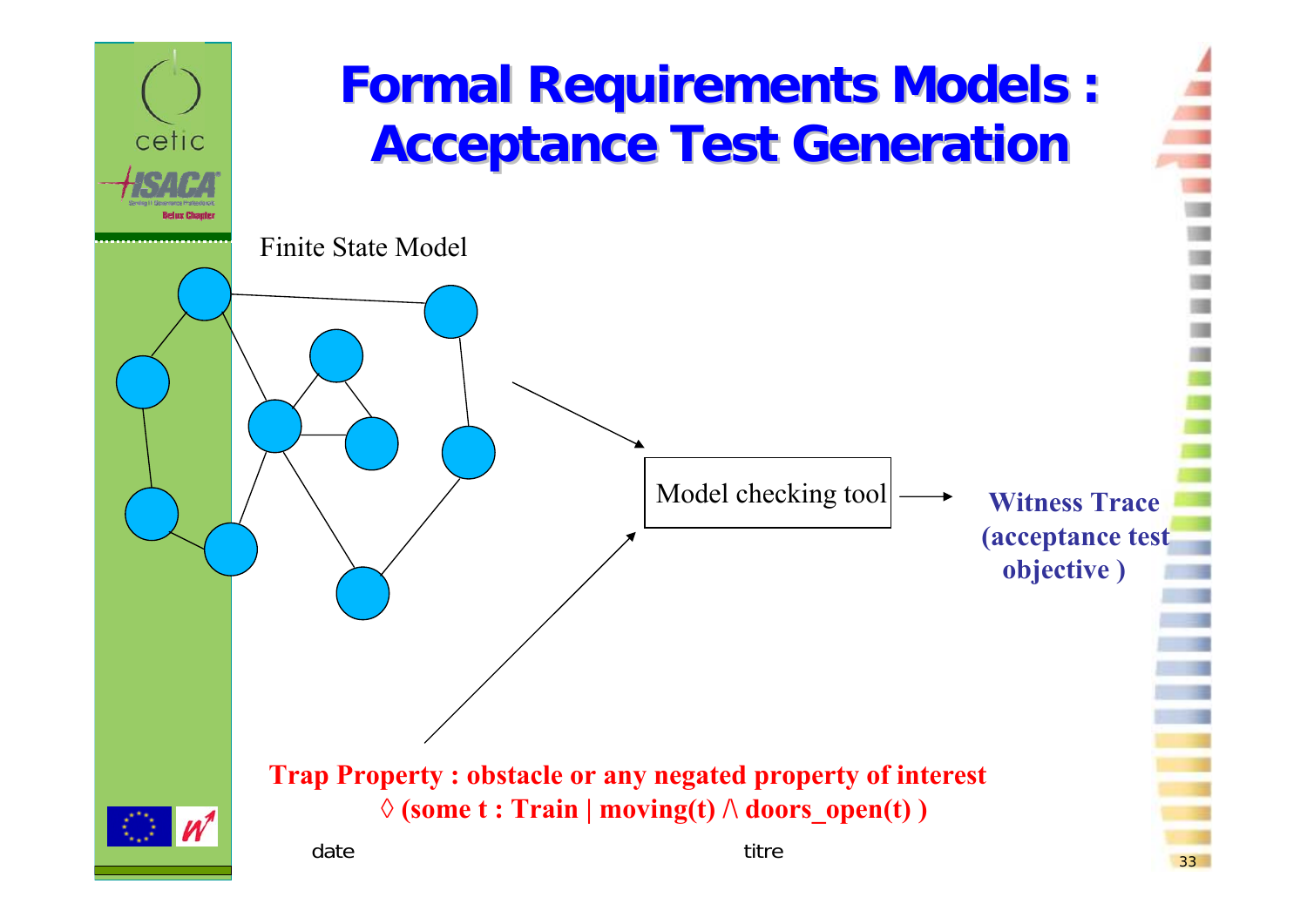# Formal Requirements Models : Acceptance Test Generation

Finite State Model

Model checking tool

**Witness Trace (acceptance test objective )**

**Trap Property : obstacle or any negated property of interest**

**$\Diamond$ (some t : Train | moving(t) /\ doors_open(t) )**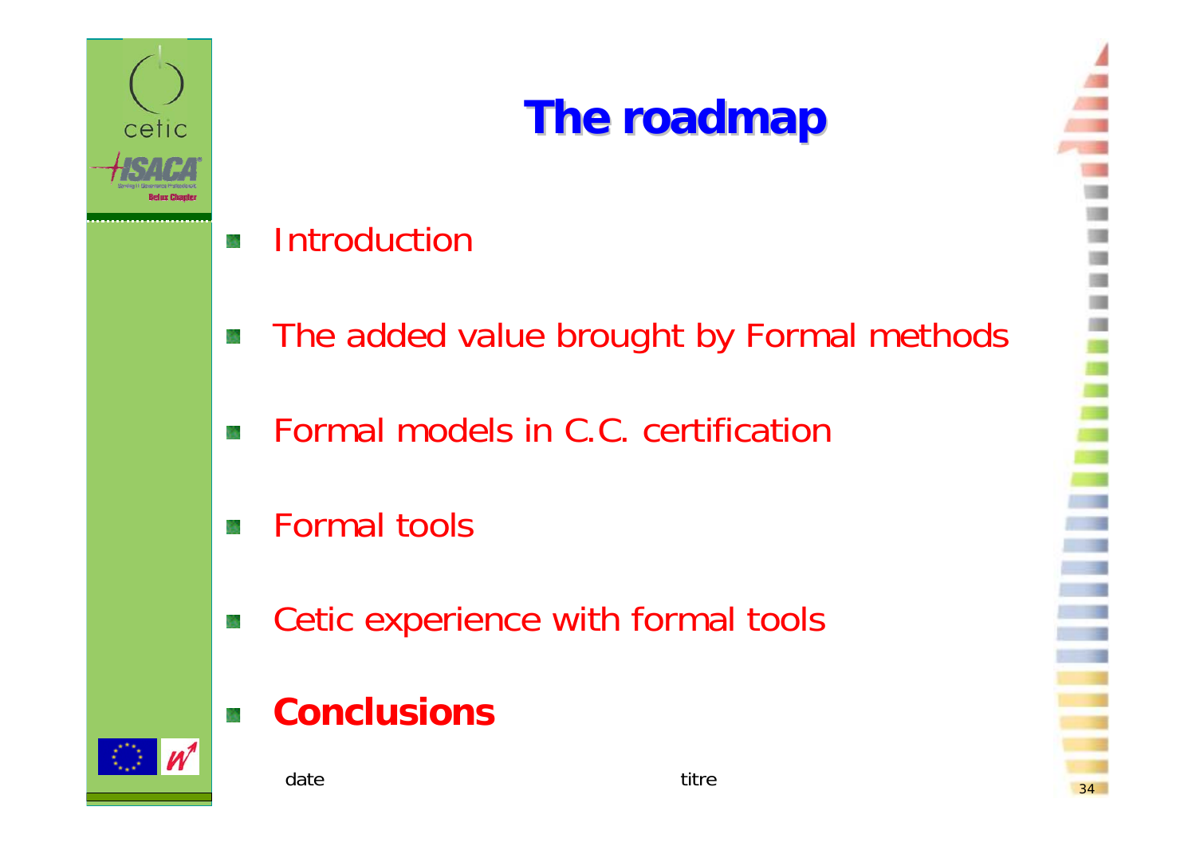# The roadmap

- Introduction
- The added value brought by Formal methods
- Formal models in C.C. certification
- Formal tools
- Cetic experience with formal tools
- **Conclusions**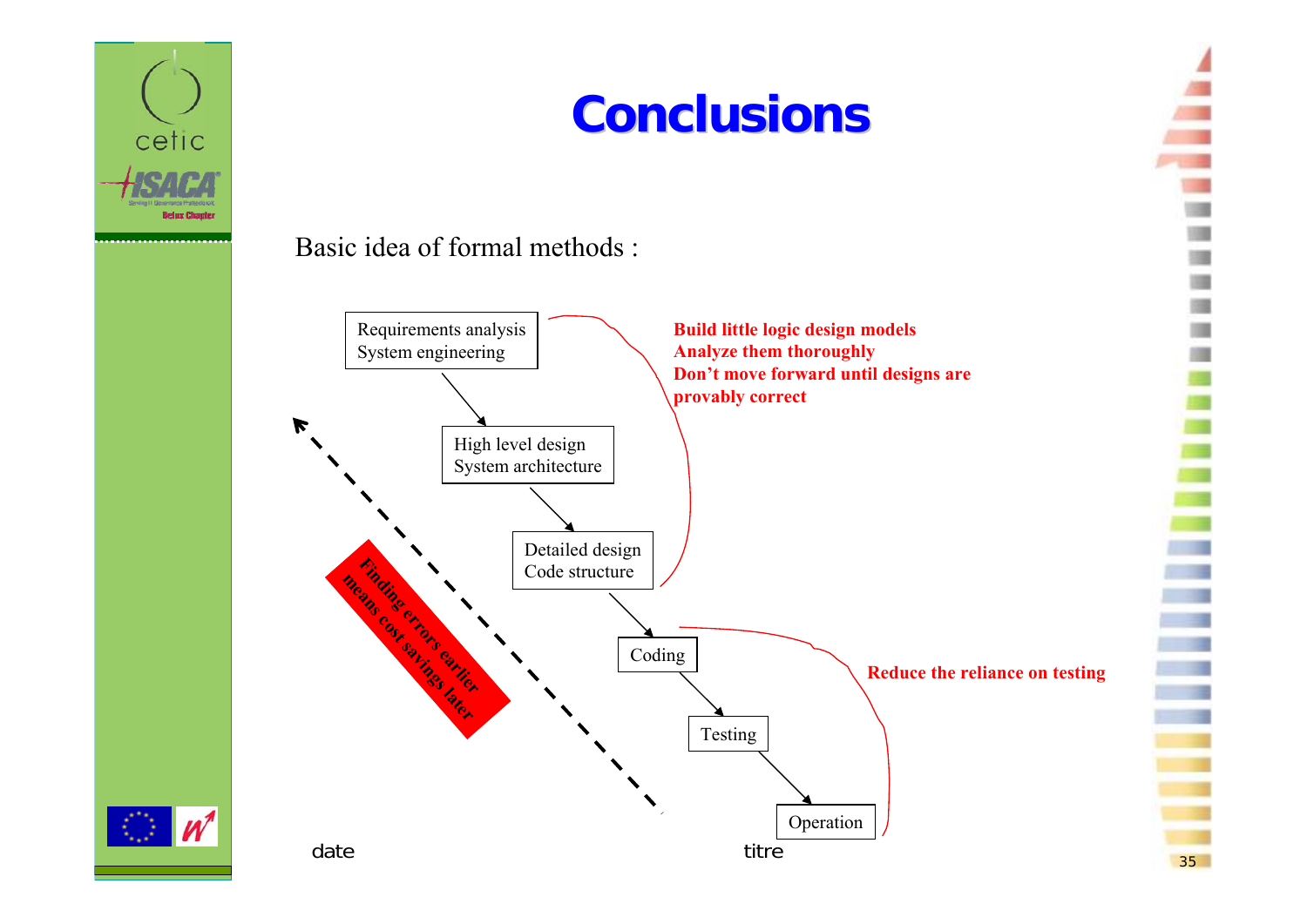# Conclusions

Basic idea of formal methods :

Requirements analysis
System engineering

High level design
System architecture

Detailed design
Code structure

Coding

Testing

Operation

**Build little logic design models**
**Analyze them thoroughly**
**Don't move forward until designs are provably correct**

**Reduce the reliance on testing**

**Finding errors earlier means cost savings later**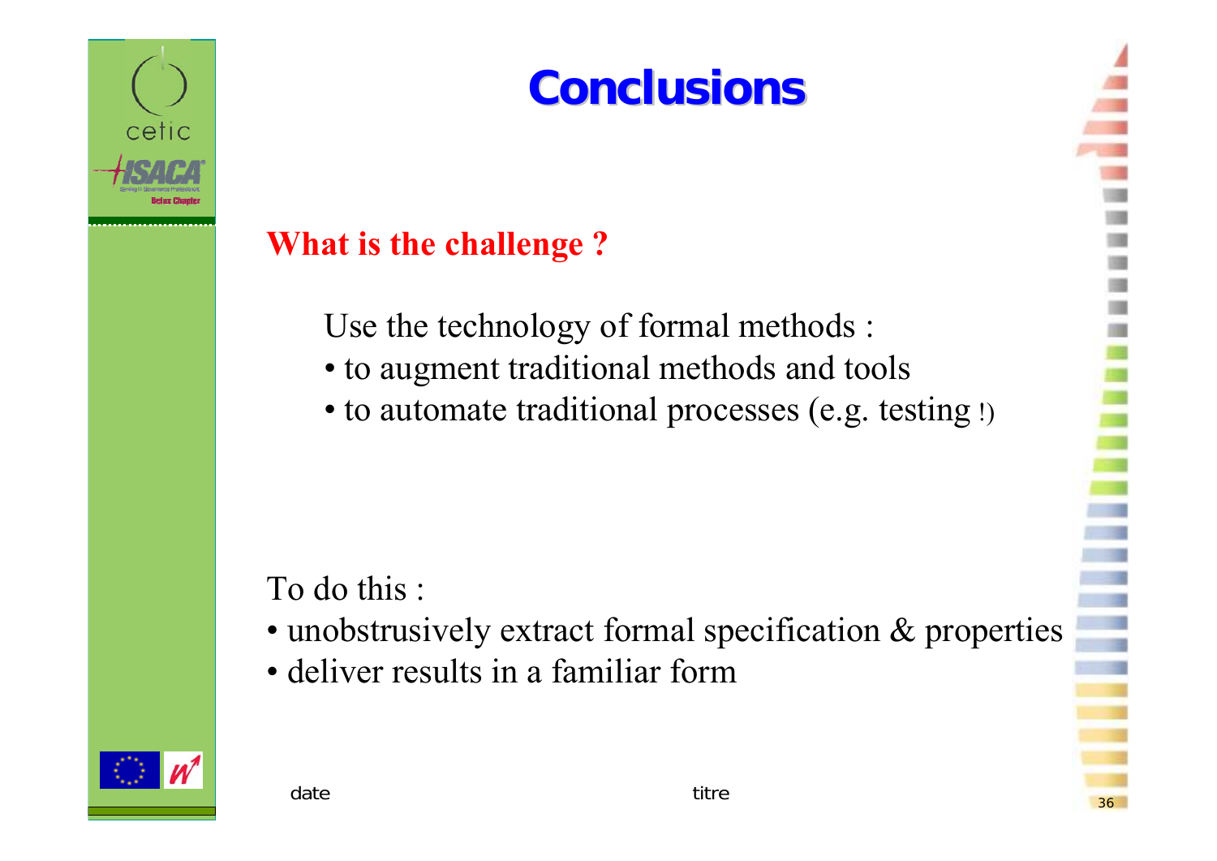# Conclusions

**What is the challenge ?**

Use the technology of formal methods :

- to augment traditional methods and tools
- to automate traditional processes (e.g. testing !)

To do this :

- unobstrusively extract formal specification & properties
- deliver results in a familiar form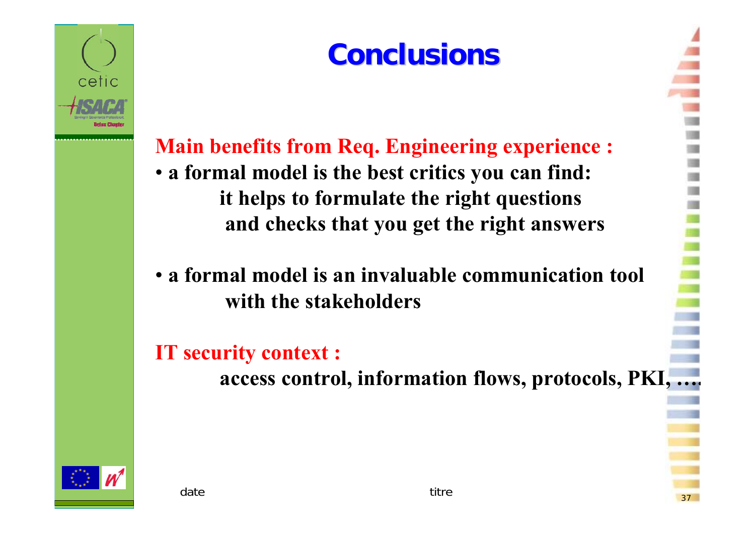# Conclusions

**Main benefits from Req. Engineering experience :**

- **a formal model is the best critics you can find:**
  **it helps to formulate the right questions**
  **and checks that you get the right answers**

- **a formal model is an invaluable communication tool**
  **with the stakeholders**

**IT security context :**

**access control, information flows, protocols, PKI, ….**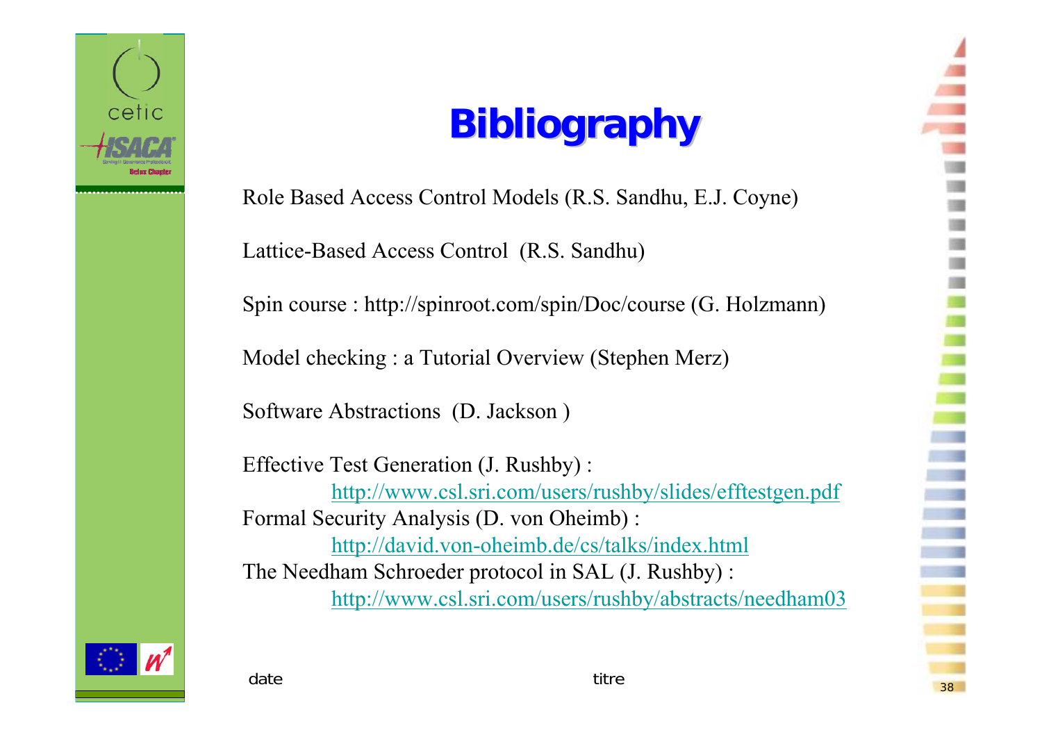# Bibliography

Role Based Access Control Models (R.S. Sandhu, E.J. Coyne)

Lattice-Based Access Control (R.S. Sandhu)

Spin course : http://spinroot.com/spin/Doc/course (G. Holzmann)

Model checking : a Tutorial Overview (Stephen Merz)

Software Abstractions (D. Jackson )

Effective Test Generation (J. Rushby) :
    http://www.csl.sri.com/users/rushby/slides/efftestgen.pdf

Formal Security Analysis (D. von Oheimb) :
    http://david.von-oheimb.de/cs/talks/index.html

The Needham Schroeder protocol in SAL (J. Rushby) :
    http://www.csl.sri.com/users/rushby/abstracts/needham03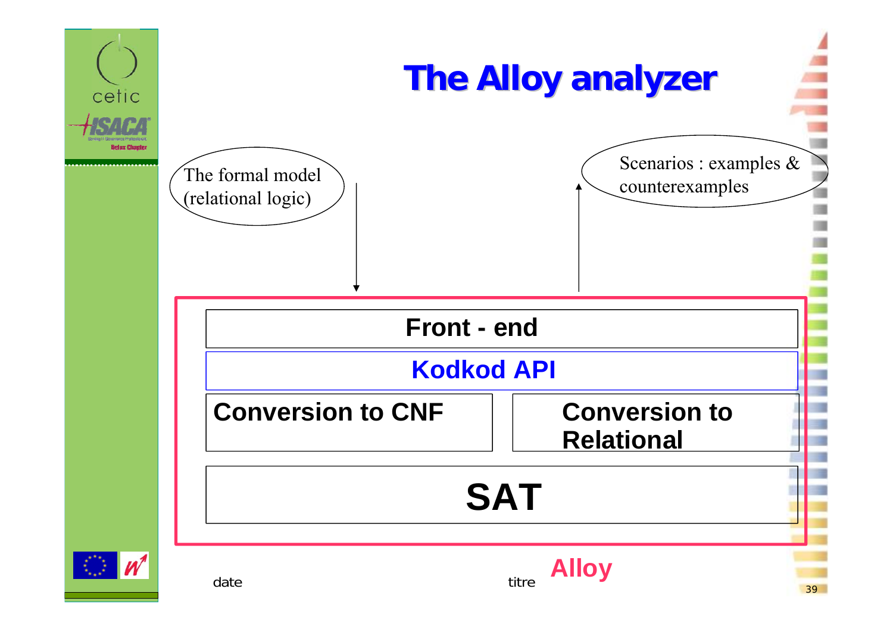# The Alloy analyzer

The formal model (relational logic)

Scenarios : examples & counterexamples

**Front - end**

**Kodkod API**

**Conversion to CNF**

**Conversion to Relational**

**SAT**

Alloy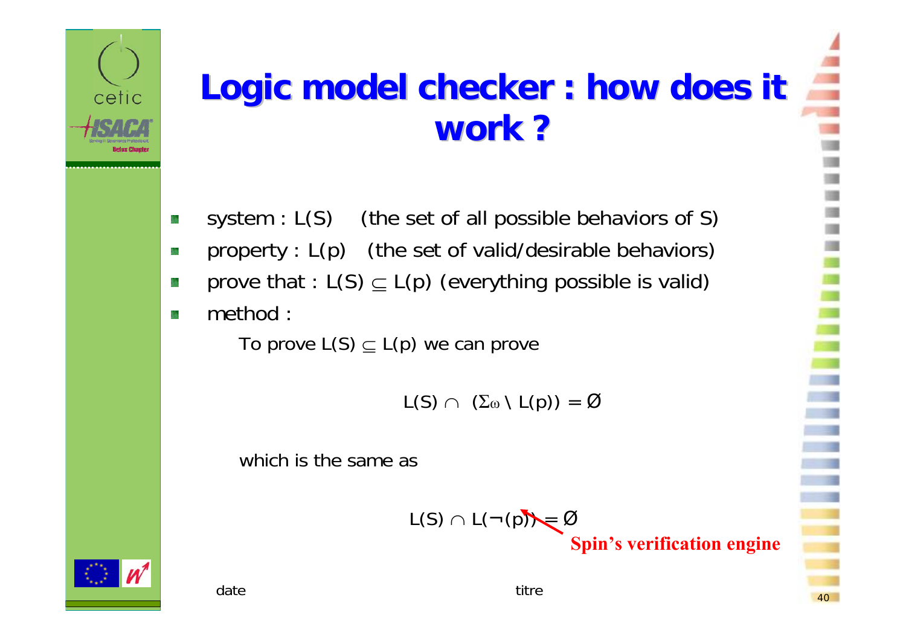# Logic model checker : how does it work ?

- system : L(S) (the set of all possible behaviors of S)
- property : L(p) (the set of valid/desirable behaviors)
- prove that : $L(S) \subseteq L(p)$ (everything possible is valid)
- method :

  To prove $L(S) \subseteq L(p)$ we can prove

$$L(S) \cap (\Sigma_\omega \setminus L(p)) = \emptyset$$

  which is the same as

$$L(S) \cap L(\neg(p)) = \emptyset$$

**Spin's verification engine**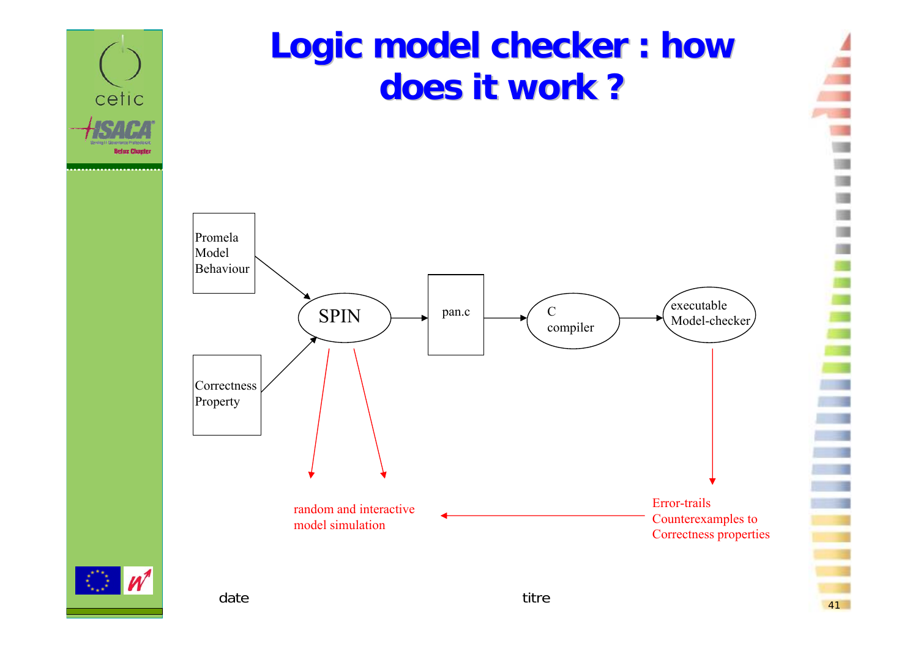# Logic model checker : how does it work ?

Promela Model Behaviour

Correctness Property

SPIN

pan.c

C compiler

executable Model-checker

random and interactive model simulation

Error-trails Counterexamples to Correctness properties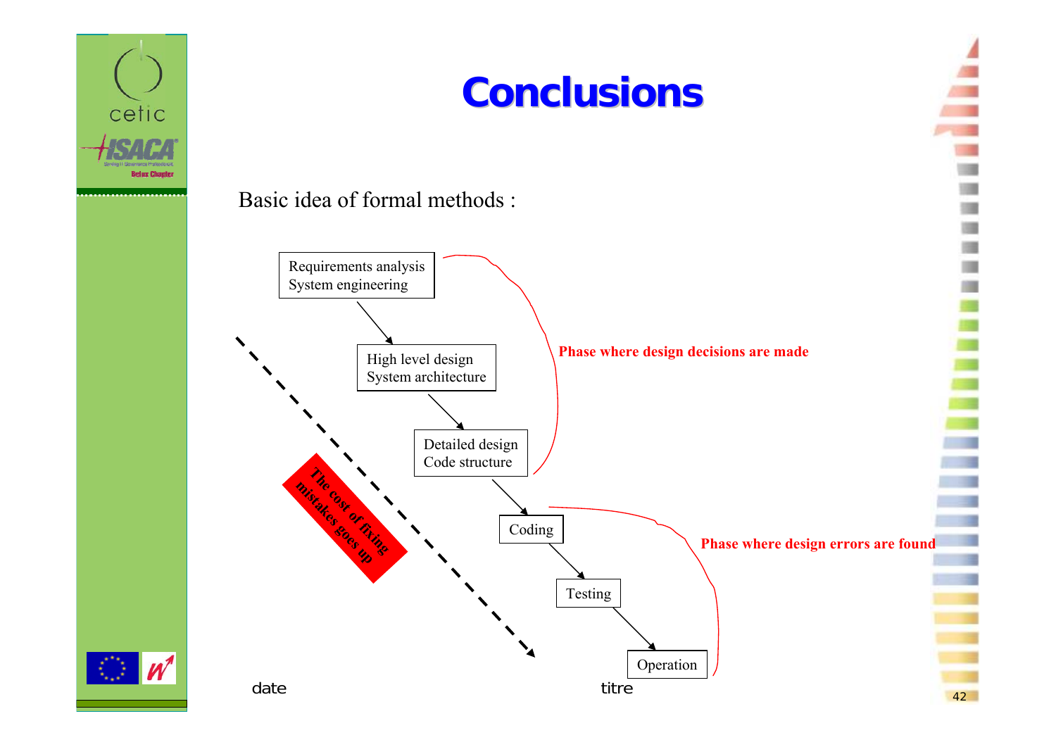# Conclusions

Basic idea of formal methods :

Requirements analysis
System engineering

High level design
System architecture

Detailed design
Code structure

Coding

Testing

Operation

**Phase where design decisions are made**

**Phase where design errors are found**

**The cost of fixing mistakes goes up**

date titre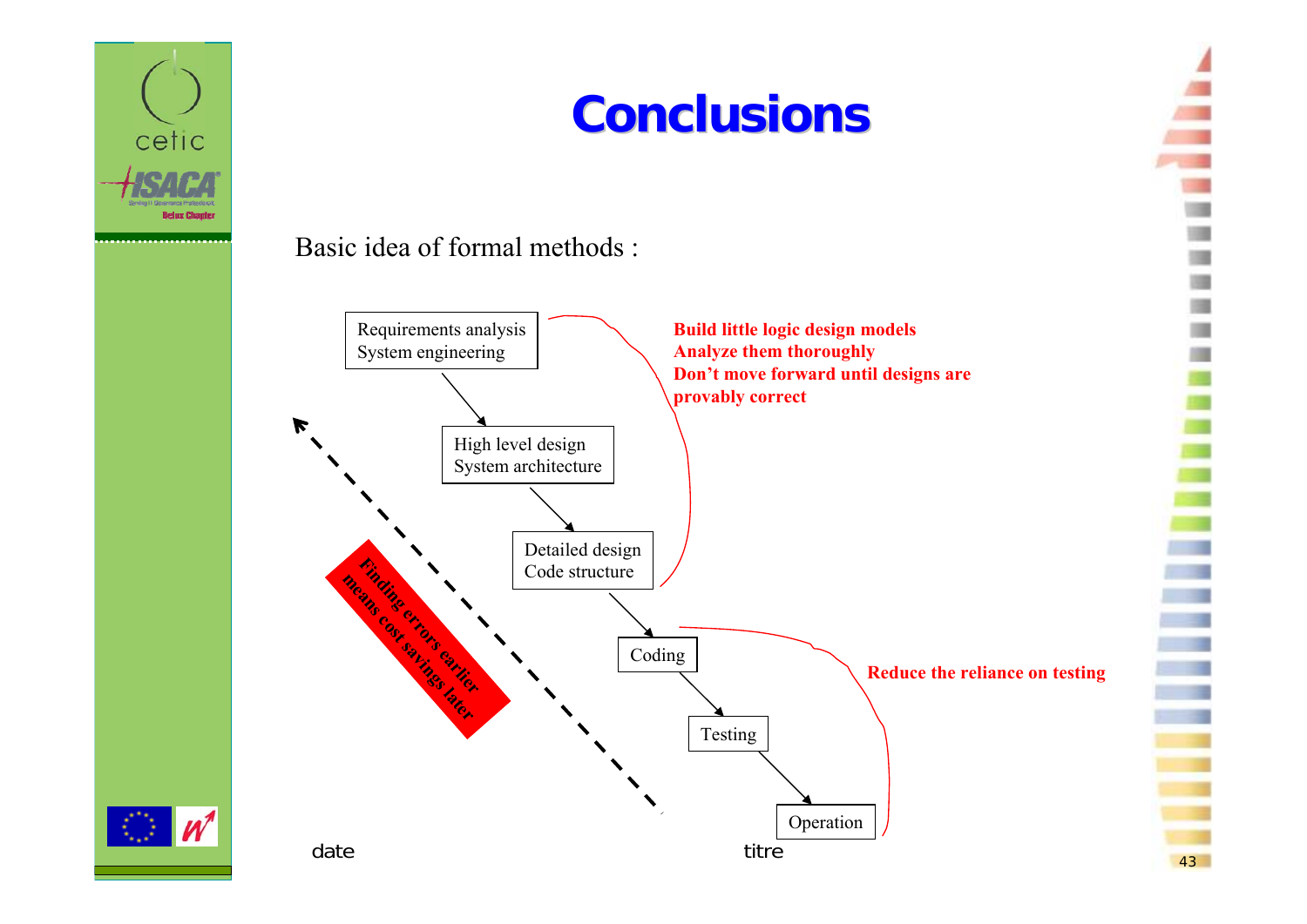# Conclusions

Basic idea of formal methods :

Requirements analysis
System engineering

High level design
System architecture

Detailed design
Code structure

Coding

Testing

Operation

**Build little logic design models**
**Analyze them thoroughly**
**Don't move forward until designs are provably correct**

**Reduce the reliance on testing**

**Finding errors earlier means cost savings later**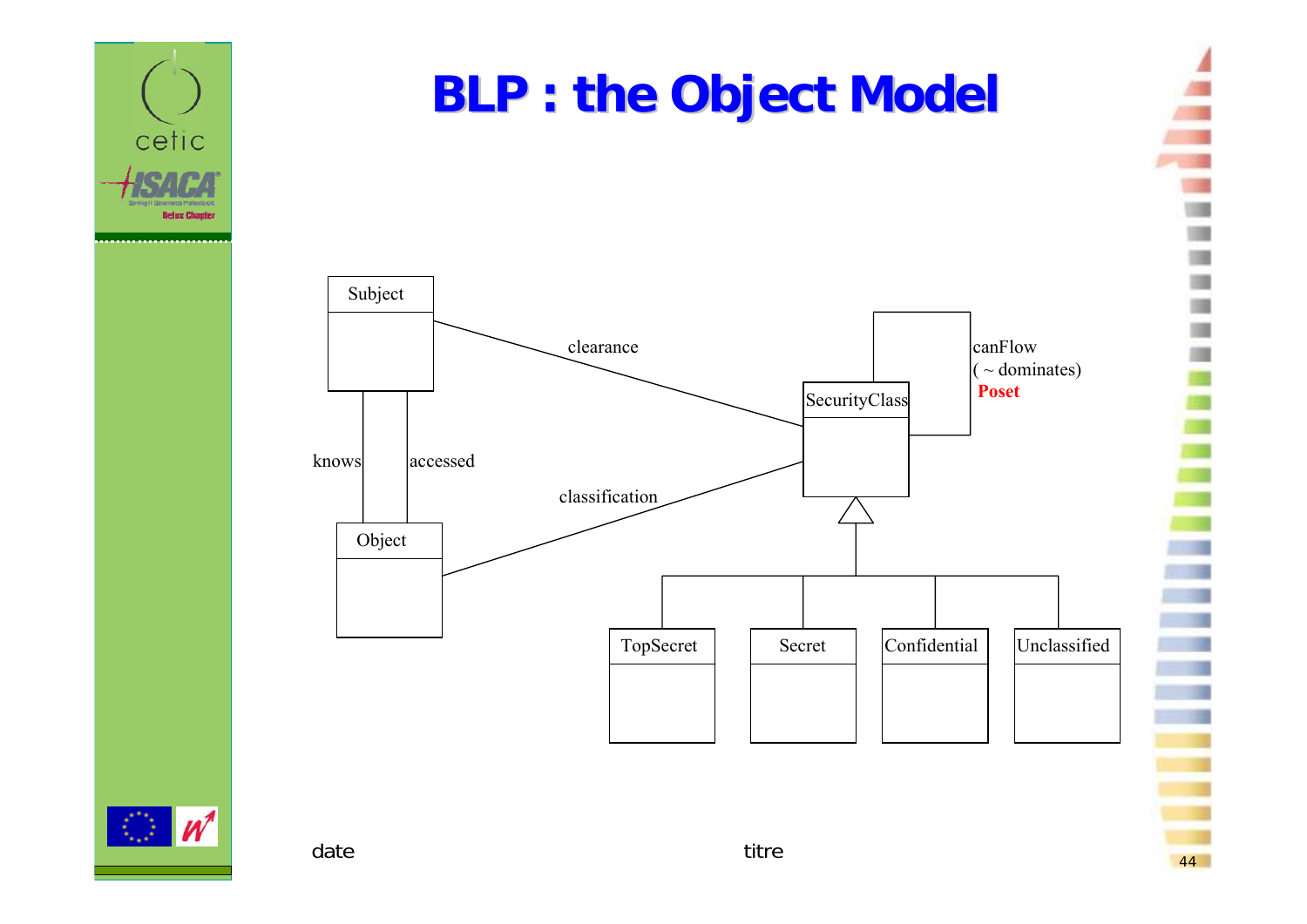# BLP : the Object Model

Subject

clearance

SecurityClass

canFlow
( ~ dominates)
**Poset**

knows

accessed

classification

Object

TopSecret

Secret

Confidential

Unclassified

date

titre